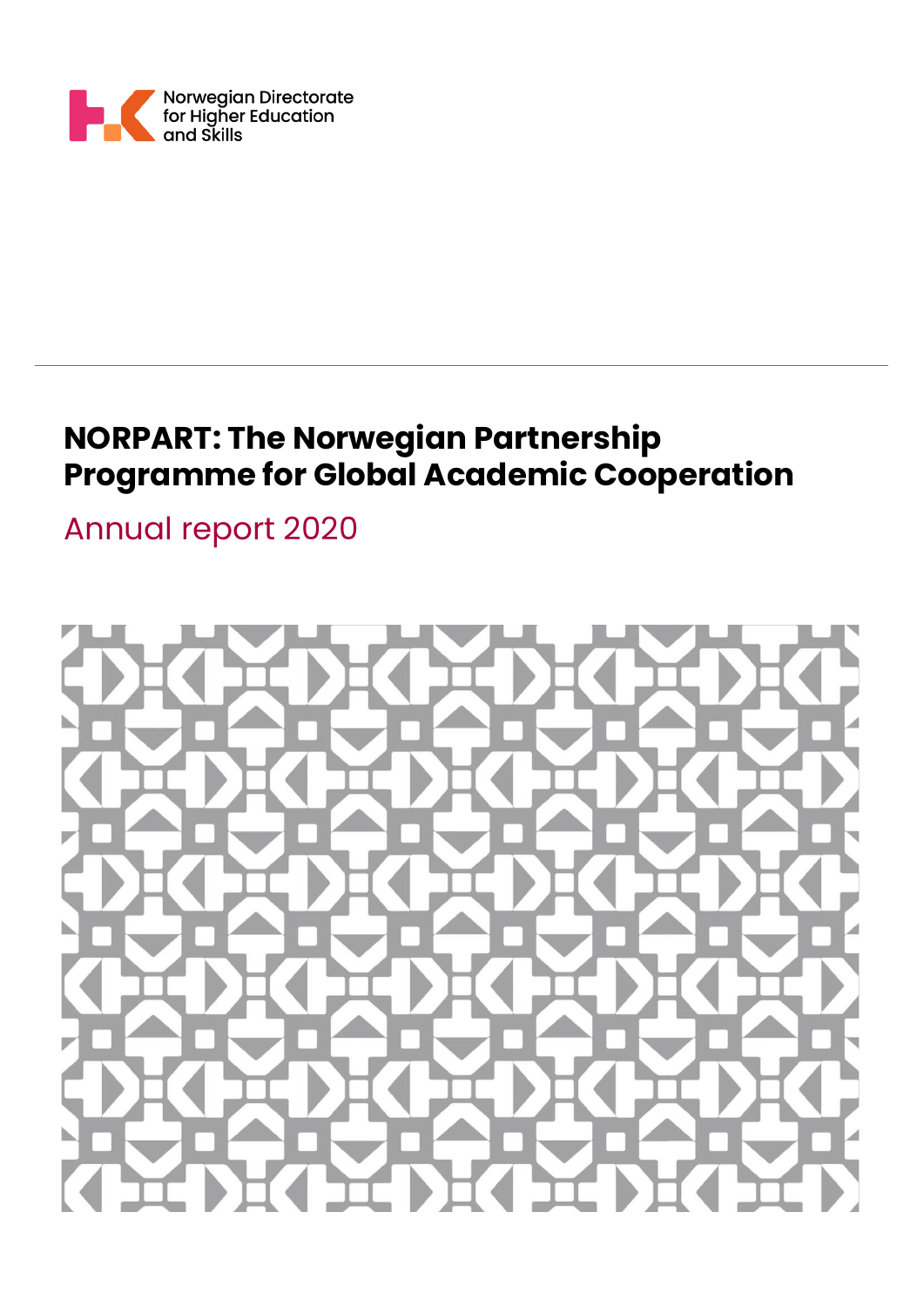Norwegian Directorate for Higher Education and Skills

# NORPART: The Norwegian Partnership Programme for Global Academic Cooperation

## Annual report 2020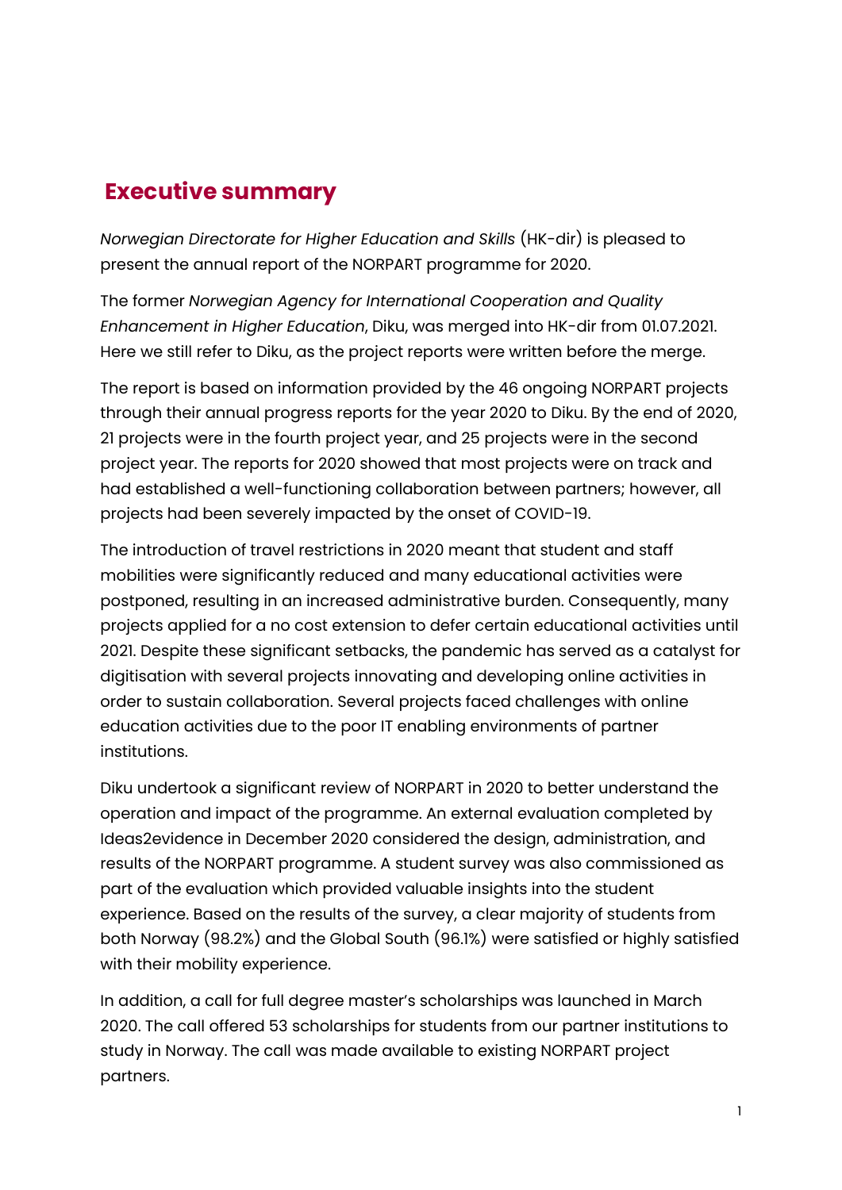# Executive summary

*Norwegian Directorate for Higher Education and Skills* (HK-dir) is pleased to present the annual report of the NORPART programme for 2020.

The former *Norwegian Agency for International Cooperation and Quality Enhancement in Higher Education*, Diku, was merged into HK-dir from 01.07.2021. Here we still refer to Diku, as the project reports were written before the merge.

The report is based on information provided by the 46 ongoing NORPART projects through their annual progress reports for the year 2020 to Diku. By the end of 2020, 21 projects were in the fourth project year, and 25 projects were in the second project year. The reports for 2020 showed that most projects were on track and had established a well-functioning collaboration between partners; however, all projects had been severely impacted by the onset of COVID-19.

The introduction of travel restrictions in 2020 meant that student and staff mobilities were significantly reduced and many educational activities were postponed, resulting in an increased administrative burden. Consequently, many projects applied for a no cost extension to defer certain educational activities until 2021. Despite these significant setbacks, the pandemic has served as a catalyst for digitisation with several projects innovating and developing online activities in order to sustain collaboration. Several projects faced challenges with online education activities due to the poor IT enabling environments of partner institutions.

Diku undertook a significant review of NORPART in 2020 to better understand the operation and impact of the programme. An external evaluation completed by Ideas2evidence in December 2020 considered the design, administration, and results of the NORPART programme. A student survey was also commissioned as part of the evaluation which provided valuable insights into the student experience. Based on the results of the survey, a clear majority of students from both Norway (98.2%) and the Global South (96.1%) were satisfied or highly satisfied with their mobility experience.

In addition, a call for full degree master's scholarships was launched in March 2020. The call offered 53 scholarships for students from our partner institutions to study in Norway. The call was made available to existing NORPART project partners.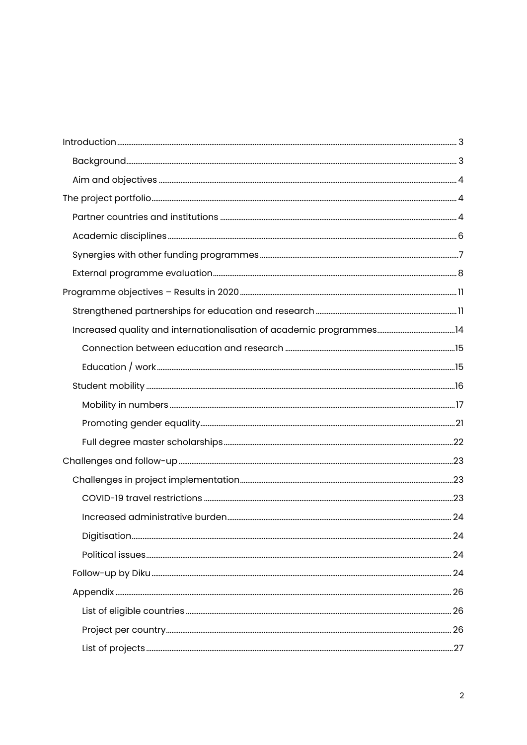- Introduction ... 3
  - Background ... 3
  - Aim and objectives ... 4
- The project portfolio ... 4
  - Partner countries and institutions ... 4
  - Academic disciplines ... 6
  - Synergies with other funding programmes ... 7
  - External programme evaluation ... 8
- Programme objectives – Results in 2020 ... 11
  - Strengthened partnerships for education and research ... 11
  - Increased quality and internationalisation of academic programmes ... 14
    - Connection between education and research ... 15
    - Education / work ... 15
  - Student mobility ... 16
    - Mobility in numbers ... 17
    - Promoting gender equality ... 21
    - Full degree master scholarships ... 22
- Challenges and follow-up ... 23
  - Challenges in project implementation ... 23
    - COVID-19 travel restrictions ... 23
    - Increased administrative burden ... 24
    - Digitisation ... 24
    - Political issues ... 24
  - Follow-up by Diku ... 24
  - Appendix ... 26
    - List of eligible countries ... 26
    - Project per country ... 26
    - List of projects ... 27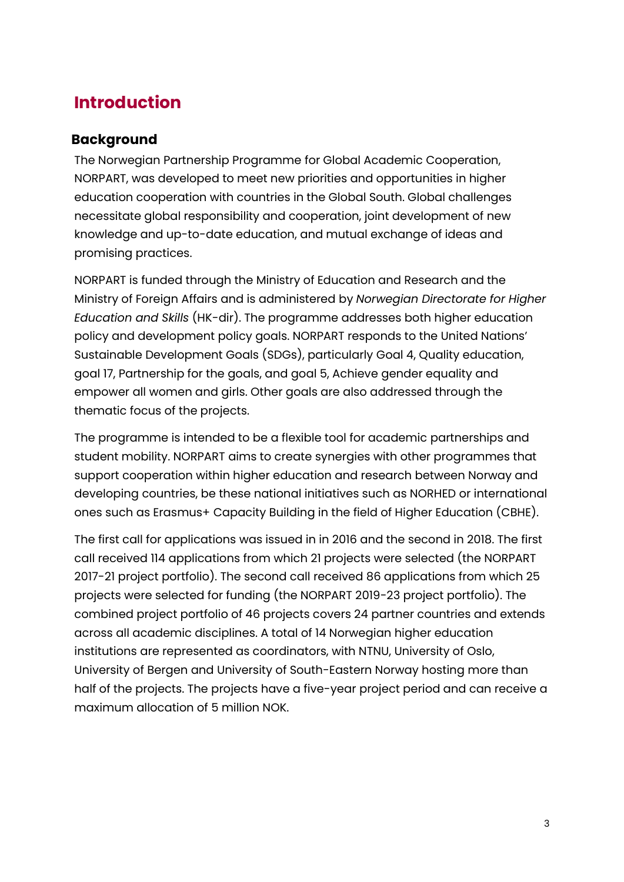# Introduction

## Background

The Norwegian Partnership Programme for Global Academic Cooperation, NORPART, was developed to meet new priorities and opportunities in higher education cooperation with countries in the Global South. Global challenges necessitate global responsibility and cooperation, joint development of new knowledge and up-to-date education, and mutual exchange of ideas and promising practices.

NORPART is funded through the Ministry of Education and Research and the Ministry of Foreign Affairs and is administered by *Norwegian Directorate for Higher Education and Skills* (HK-dir). The programme addresses both higher education policy and development policy goals. NORPART responds to the United Nations' Sustainable Development Goals (SDGs), particularly Goal 4, Quality education, goal 17, Partnership for the goals, and goal 5, Achieve gender equality and empower all women and girls. Other goals are also addressed through the thematic focus of the projects.

The programme is intended to be a flexible tool for academic partnerships and student mobility. NORPART aims to create synergies with other programmes that support cooperation within higher education and research between Norway and developing countries, be these national initiatives such as NORHED or international ones such as Erasmus+ Capacity Building in the field of Higher Education (CBHE).

The first call for applications was issued in in 2016 and the second in 2018. The first call received 114 applications from which 21 projects were selected (the NORPART 2017-21 project portfolio). The second call received 86 applications from which 25 projects were selected for funding (the NORPART 2019-23 project portfolio). The combined project portfolio of 46 projects covers 24 partner countries and extends across all academic disciplines. A total of 14 Norwegian higher education institutions are represented as coordinators, with NTNU, University of Oslo, University of Bergen and University of South-Eastern Norway hosting more than half of the projects. The projects have a five-year project period and can receive a maximum allocation of 5 million NOK.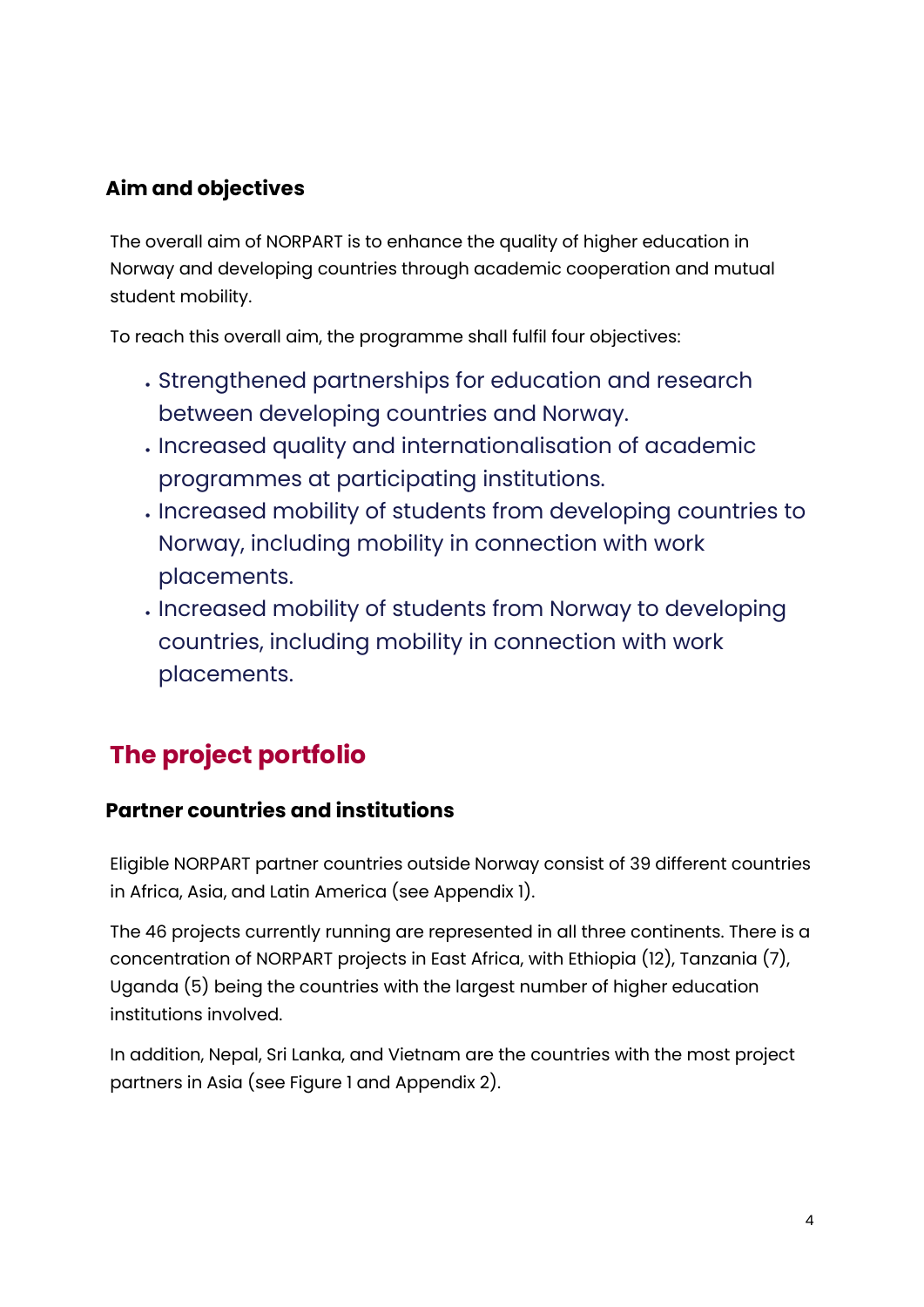### Aim and objectives

The overall aim of NORPART is to enhance the quality of higher education in Norway and developing countries through academic cooperation and mutual student mobility.

To reach this overall aim, the programme shall fulfil four objectives:

- Strengthened partnerships for education and research between developing countries and Norway.
- Increased quality and internationalisation of academic programmes at participating institutions.
- Increased mobility of students from developing countries to Norway, including mobility in connection with work placements.
- Increased mobility of students from Norway to developing countries, including mobility in connection with work placements.

## The project portfolio

### Partner countries and institutions

Eligible NORPART partner countries outside Norway consist of 39 different countries in Africa, Asia, and Latin America (see Appendix 1).

The 46 projects currently running are represented in all three continents. There is a concentration of NORPART projects in East Africa, with Ethiopia (12), Tanzania (7), Uganda (5) being the countries with the largest number of higher education institutions involved.

In addition, Nepal, Sri Lanka, and Vietnam are the countries with the most project partners in Asia (see Figure 1 and Appendix 2).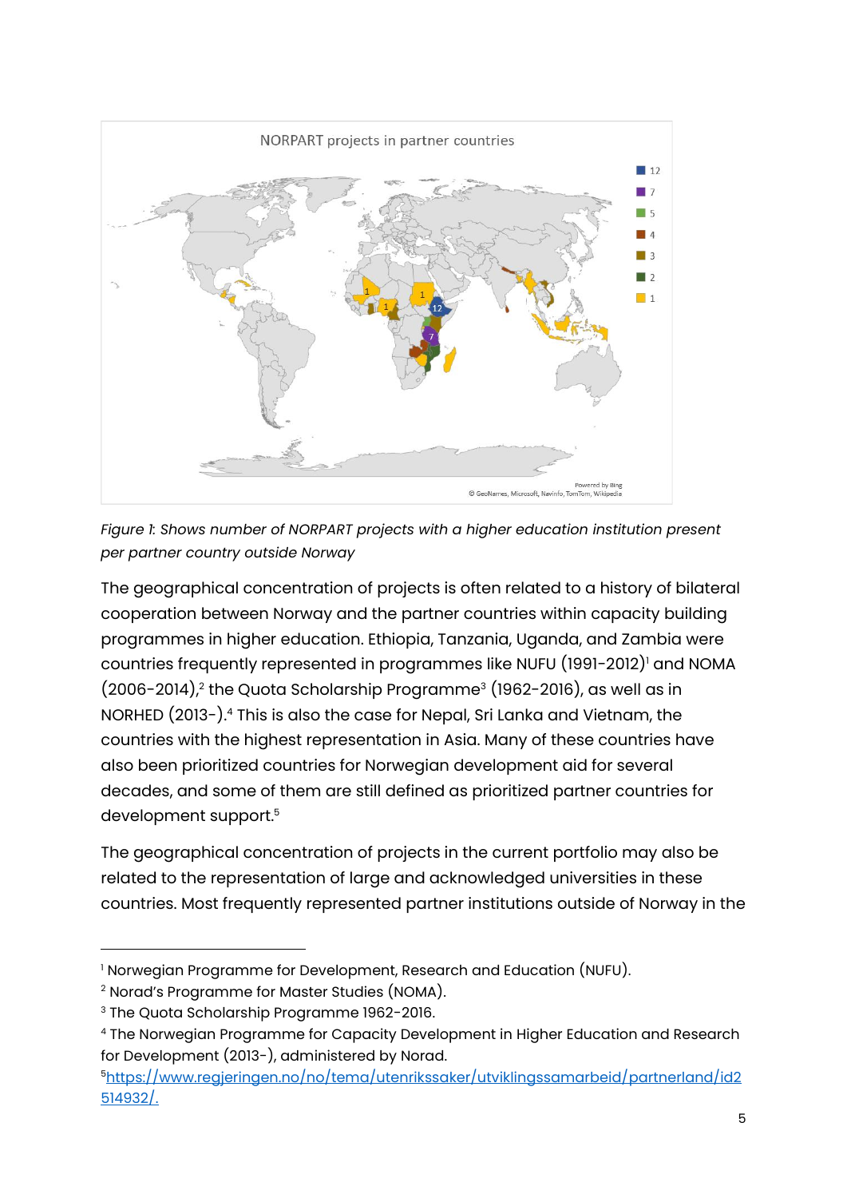NORPART projects in partner countries

*Figure 1: Shows number of NORPART projects with a higher education institution present per partner country outside Norway*

The geographical concentration of projects is often related to a history of bilateral cooperation between Norway and the partner countries within capacity building programmes in higher education. Ethiopia, Tanzania, Uganda, and Zambia were countries frequently represented in programmes like NUFU (1991-2012)[1] and NOMA (2006-2014),[2] the Quota Scholarship Programme[3] (1962-2016), as well as in NORHED (2013-).[4] This is also the case for Nepal, Sri Lanka and Vietnam, the countries with the highest representation in Asia. Many of these countries have also been prioritized countries for Norwegian development aid for several decades, and some of them are still defined as prioritized partner countries for development support.[5]

The geographical concentration of projects in the current portfolio may also be related to the representation of large and acknowledged universities in these countries. Most frequently represented partner institutions outside of Norway in the

---

[1] Norwegian Programme for Development, Research and Education (NUFU).

[2] Norad's Programme for Master Studies (NOMA).

[3] The Quota Scholarship Programme 1962-2016.

[4] The Norwegian Programme for Capacity Development in Higher Education and Research for Development (2013-), administered by Norad.

[5] [https://www.regjeringen.no/no/tema/utenrikssaker/utviklingssamarbeid/partnerland/id2514932/](https://www.regjeringen.no/no/tema/utenrikssaker/utviklingssamarbeid/partnerland/id2514932/).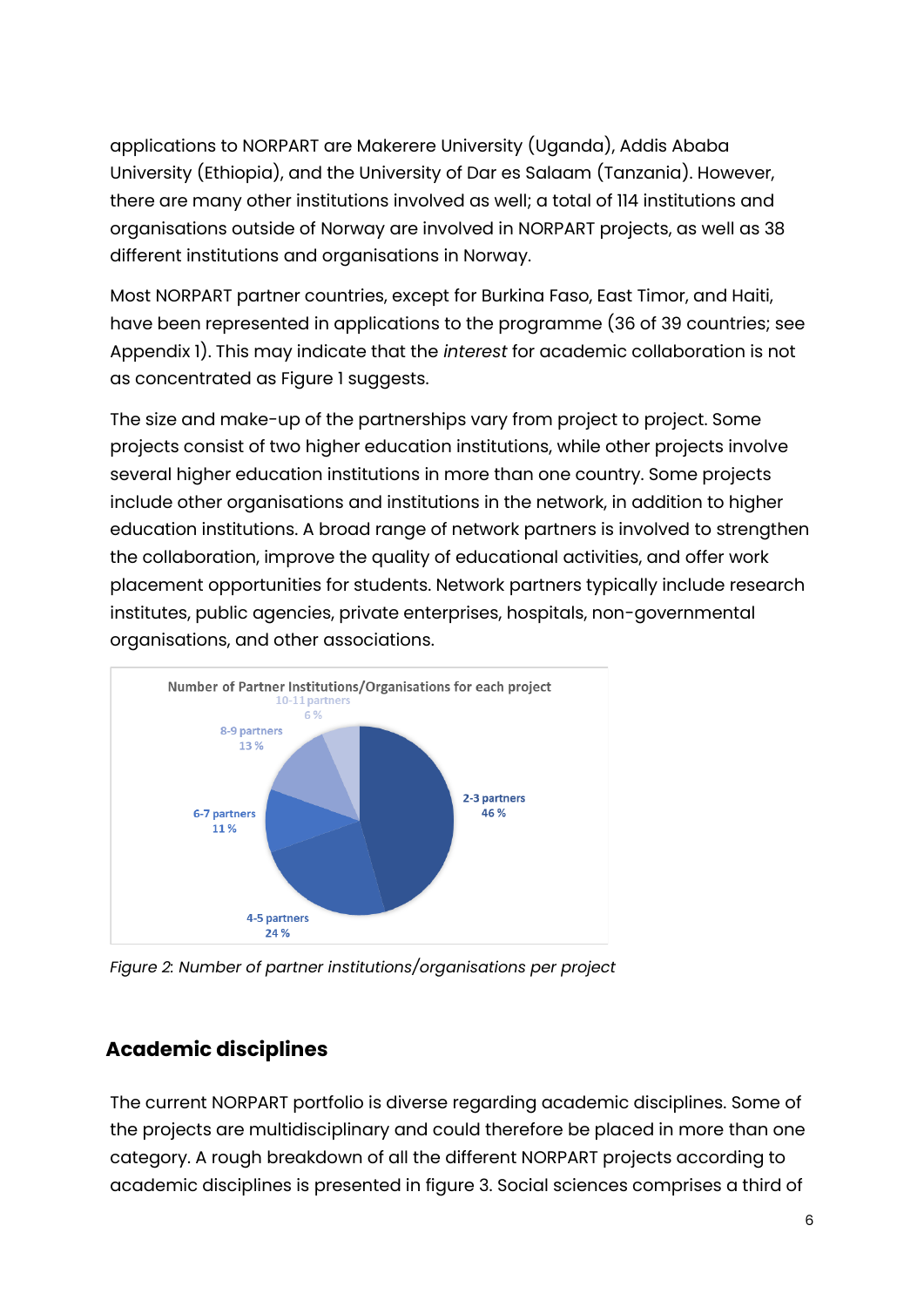applications to NORPART are Makerere University (Uganda), Addis Ababa University (Ethiopia), and the University of Dar es Salaam (Tanzania). However, there are many other institutions involved as well; a total of 114 institutions and organisations outside of Norway are involved in NORPART projects, as well as 38 different institutions and organisations in Norway.

Most NORPART partner countries, except for Burkina Faso, East Timor, and Haiti, have been represented in applications to the programme (36 of 39 countries; see Appendix 1). This may indicate that the *interest* for academic collaboration is not as concentrated as Figure 1 suggests.

The size and make-up of the partnerships vary from project to project. Some projects consist of two higher education institutions, while other projects involve several higher education institutions in more than one country. Some projects include other organisations and institutions in the network, in addition to higher education institutions. A broad range of network partners is involved to strengthen the collaboration, improve the quality of educational activities, and offer work placement opportunities for students. Network partners typically include research institutes, public agencies, private enterprises, hospitals, non-governmental organisations, and other associations.

Number of Partner Institutions/Organisations for each project

| Number of partners | Share |
|---|---|
| 2-3 partners | 46 % |
| 4-5 partners | 24 % |
| 6-7 partners | 11 % |
| 8-9 partners | 13 % |
| 10-11 partners | 6 % |

*Figure 2: Number of partner institutions/organisations per project*

## Academic disciplines

The current NORPART portfolio is diverse regarding academic disciplines. Some of the projects are multidisciplinary and could therefore be placed in more than one category. A rough breakdown of all the different NORPART projects according to academic disciplines is presented in figure 3. Social sciences comprises a third of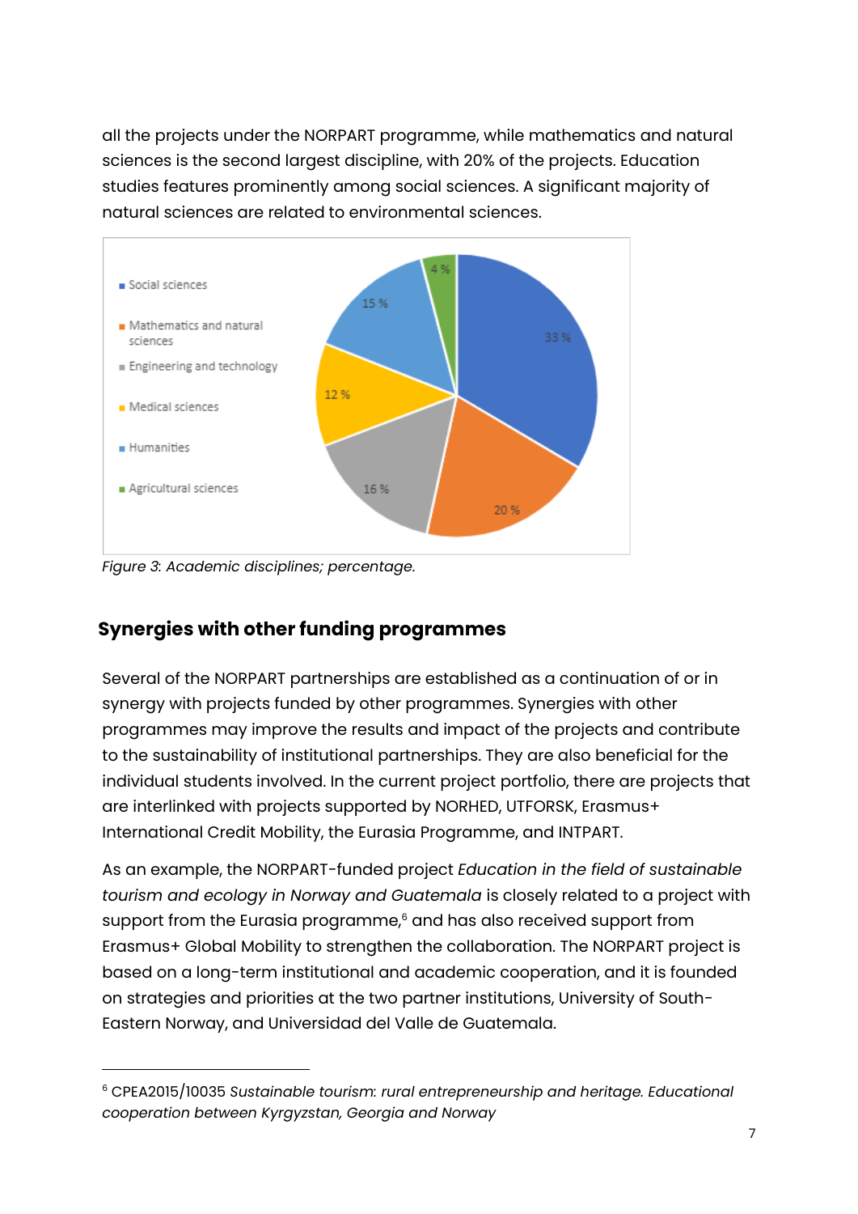all the projects under the NORPART programme, while mathematics and natural sciences is the second largest discipline, with 20% of the projects. Education studies features prominently among social sciences. A significant majority of natural sciences are related to environmental sciences.

*Figure 3: Academic disciplines; percentage.*

## Synergies with other funding programmes

Several of the NORPART partnerships are established as a continuation of or in synergy with projects funded by other programmes. Synergies with other programmes may improve the results and impact of the projects and contribute to the sustainability of institutional partnerships. They are also beneficial for the individual students involved. In the current project portfolio, there are projects that are interlinked with projects supported by NORHED, UTFORSK, Erasmus+ International Credit Mobility, the Eurasia Programme, and INTPART.

As an example, the NORPART-funded project *Education in the field of sustainable tourism and ecology in Norway and Guatemala* is closely related to a project with support from the Eurasia programme,[6] and has also received support from Erasmus+ Global Mobility to strengthen the collaboration. The NORPART project is based on a long-term institutional and academic cooperation, and it is founded on strategies and priorities at the two partner institutions, University of South-Eastern Norway, and Universidad del Valle de Guatemala.

---

[6] CPEA2015/10035 *Sustainable tourism: rural entrepreneurship and heritage. Educational cooperation between Kyrgyzstan, Georgia and Norway*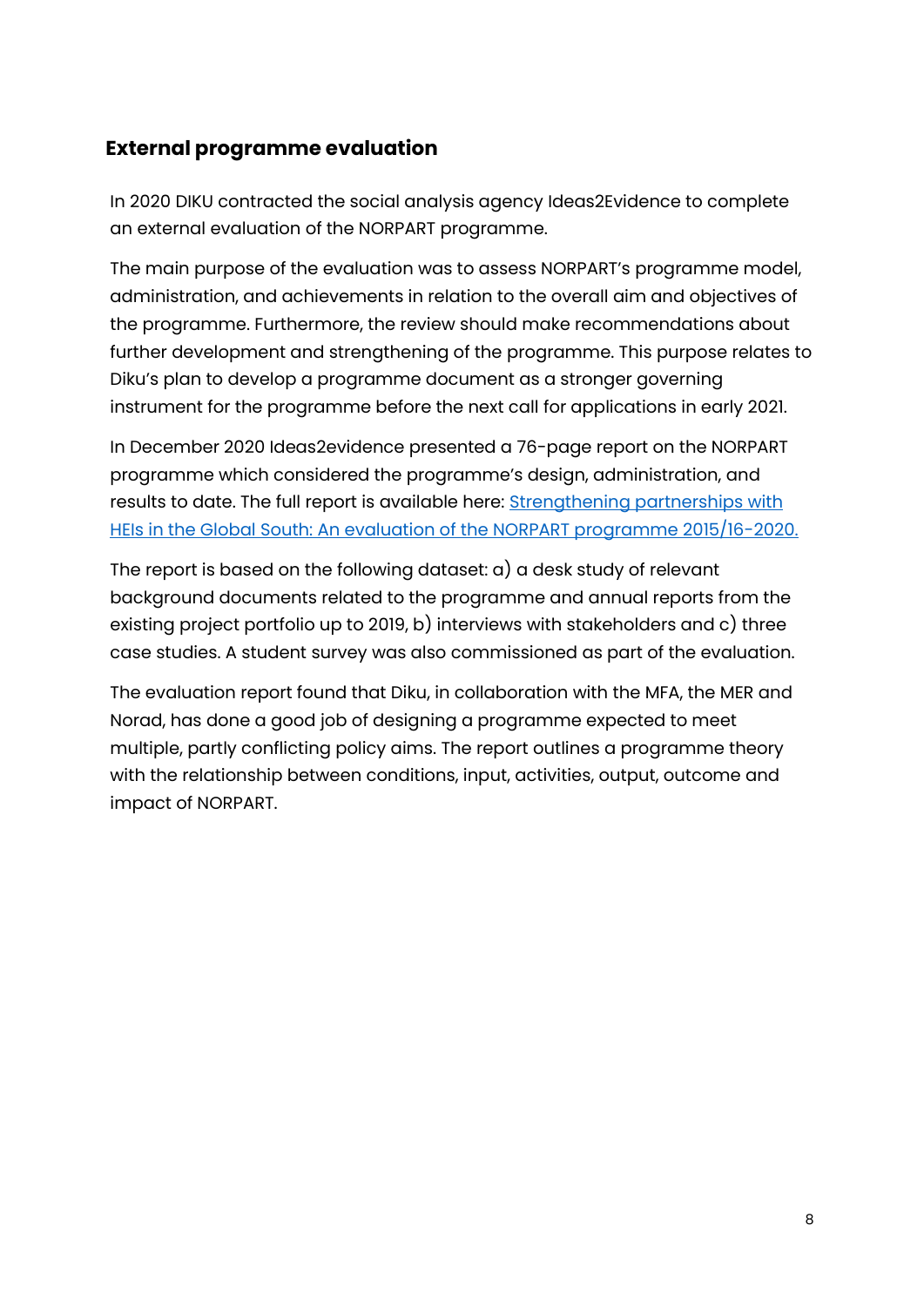## External programme evaluation

In 2020 DIKU contracted the social analysis agency Ideas2Evidence to complete an external evaluation of the NORPART programme.

The main purpose of the evaluation was to assess NORPART's programme model, administration, and achievements in relation to the overall aim and objectives of the programme. Furthermore, the review should make recommendations about further development and strengthening of the programme. This purpose relates to Diku's plan to develop a programme document as a stronger governing instrument for the programme before the next call for applications in early 2021.

In December 2020 Ideas2evidence presented a 76-page report on the NORPART programme which considered the programme's design, administration, and results to date. The full report is available here: [Strengthening partnerships with HEIs in the Global South: An evaluation of the NORPART programme 2015/16-2020.]

The report is based on the following dataset: a) a desk study of relevant background documents related to the programme and annual reports from the existing project portfolio up to 2019, b) interviews with stakeholders and c) three case studies. A student survey was also commissioned as part of the evaluation.

The evaluation report found that Diku, in collaboration with the MFA, the MER and Norad, has done a good job of designing a programme expected to meet multiple, partly conflicting policy aims. The report outlines a programme theory with the relationship between conditions, input, activities, output, outcome and impact of NORPART.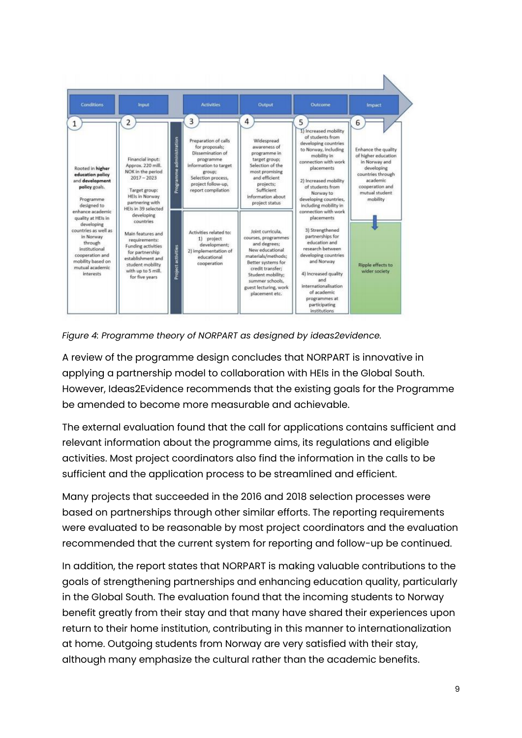| | 1 Conditions | 2 Input | | 3 Activities | 4 Output | 5 Outcome | 6 Impact |
|---|---|---|---|---|---|---|---|
| | Rooted in **higher education policy** and **development policy** goals. Programme designed to enhance academic quality at HEIs in developing countries as well as in Norway through institutional cooperation and mobility based on mutual academic interests | Financial input: Approx. 220 mill. NOK in the period 2017 – 2023. Target group: HEIs in Norway partnering with HEIs in 39 selected developing countries | Programme administration | Preparation of calls for proposals; Dissemination of programme information to target group; Selection process, project follow-up, report compilation | Widespread awareness of programme in target group; Selection of the most promising and efficient projects; Sufficient information about project status | 1) Increased mobility of students from developing countries to Norway, including mobility in connection with work placements. 2) Increased mobility of students from Norway to developing countries, including mobility in connection with work placements | Enhance the quality of higher education in Norway and developing countries through academic cooperation and mutual student mobility |
| | | Main features and requirements: Funding activities for partnership establishment and student mobility with up to 5 mill. for five years | Project activities | Activities related to: 1) project development; 2) implementation of educational cooperation | Joint curricula, courses, programmes and degrees; New educational materials/methods; Better systems for credit transfer; Student mobility; summer schools, guest lecturing, work placement etc. | 3) Strengthened partnerships for education and research between developing countries and Norway. 4) Increased quality and internationalisation of academic programmes at participating institutions | Ripple effects to wider society |

*Figure 4: Programme theory of NORPART as designed by ideas2evidence.*

A review of the programme design concludes that NORPART is innovative in applying a partnership model to collaboration with HEIs in the Global South. However, Ideas2Evidence recommends that the existing goals for the Programme be amended to become more measurable and achievable.

The external evaluation found that the call for applications contains sufficient and relevant information about the programme aims, its regulations and eligible activities. Most project coordinators also find the information in the calls to be sufficient and the application process to be streamlined and efficient.

Many projects that succeeded in the 2016 and 2018 selection processes were based on partnerships through other similar efforts. The reporting requirements were evaluated to be reasonable by most project coordinators and the evaluation recommended that the current system for reporting and follow-up be continued.

In addition, the report states that NORPART is making valuable contributions to the goals of strengthening partnerships and enhancing education quality, particularly in the Global South. The evaluation found that the incoming students to Norway benefit greatly from their stay and that many have shared their experiences upon return to their home institution, contributing in this manner to internationalization at home. Outgoing students from Norway are very satisfied with their stay, although many emphasize the cultural rather than the academic benefits.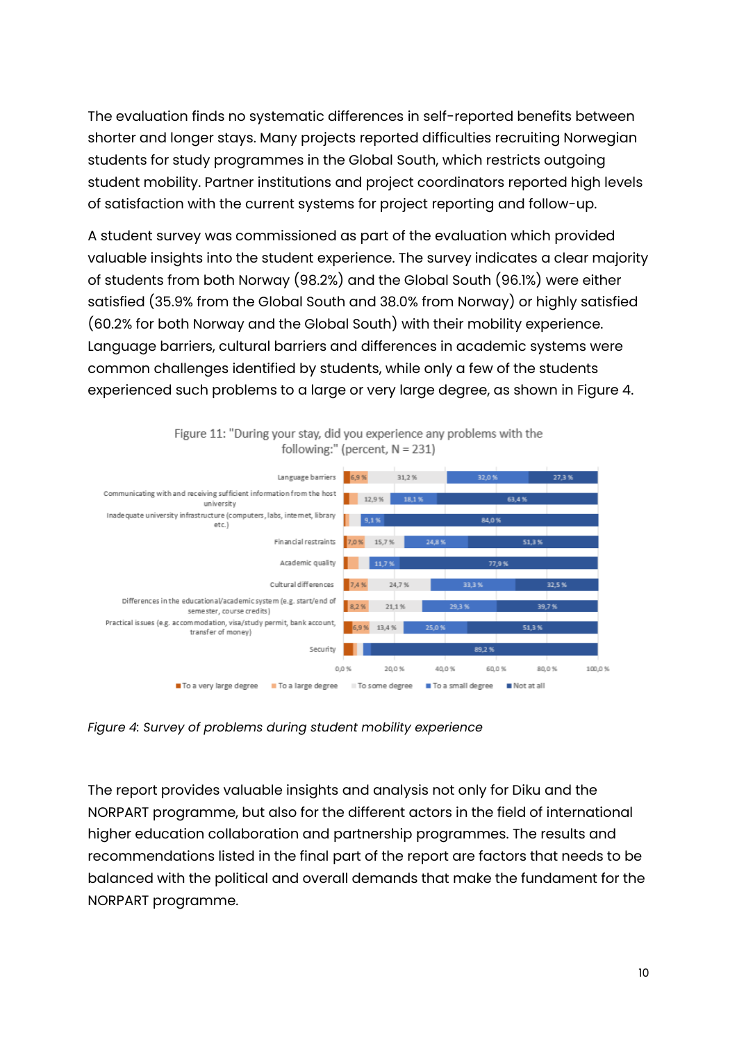The evaluation finds no systematic differences in self-reported benefits between shorter and longer stays. Many projects reported difficulties recruiting Norwegian students for study programmes in the Global South, which restricts outgoing student mobility. Partner institutions and project coordinators reported high levels of satisfaction with the current systems for project reporting and follow-up.

A student survey was commissioned as part of the evaluation which provided valuable insights into the student experience. The survey indicates a clear majority of students from both Norway (98.2%) and the Global South (96.1%) were either satisfied (35.9% from the Global South and 38.0% from Norway) or highly satisfied (60.2% for both Norway and the Global South) with their mobility experience. Language barriers, cultural barriers and differences in academic systems were common challenges identified by students, while only a few of the students experienced such problems to a large or very large degree, as shown in Figure 4.

Figure 11: "During your stay, did you experience any problems with the following:" (percent, N = 231)

| | To a very large degree | To a large degree | To some degree | To a small degree | Not at all |
|---|---|---|---|---|---|
| Language barriers | 6,9 % | | 31,2 % | 32,0 % | 27,3 % |
| Communicating with and receiving sufficient information from the host university | | | 12,9 % | 18,1 % | 63,4 % |
| Inadequate university infrastructure (computers, labs, internet, library etc.) | | | | 9,1 % | 84,0 % |
| Financial restraints | 7,0 % | | 15,7 % | 24,8 % | 51,3 % |
| Academic quality | | | | 11,7 % | 77,9 % |
| Cultural differences | 7,4 % | | 24,7 % | 33,3 % | 32,5 % |
| Differences in the educational/academic system (e.g. start/end of semester, course credits) | | 8,2 % | 21,1 % | 29,3 % | 39,7 % |
| Practical issues (e.g. accommodation, visa/study permit, bank account, transfer of money) | | 6,9 % | 13,4 % | 25,0 % | 51,3 % |
| Security | | | | | 89,2 % |

*Figure 4: Survey of problems during student mobility experience*

The report provides valuable insights and analysis not only for Diku and the NORPART programme, but also for the different actors in the field of international higher education collaboration and partnership programmes. The results and recommendations listed in the final part of the report are factors that needs to be balanced with the political and overall demands that make the fundament for the NORPART programme.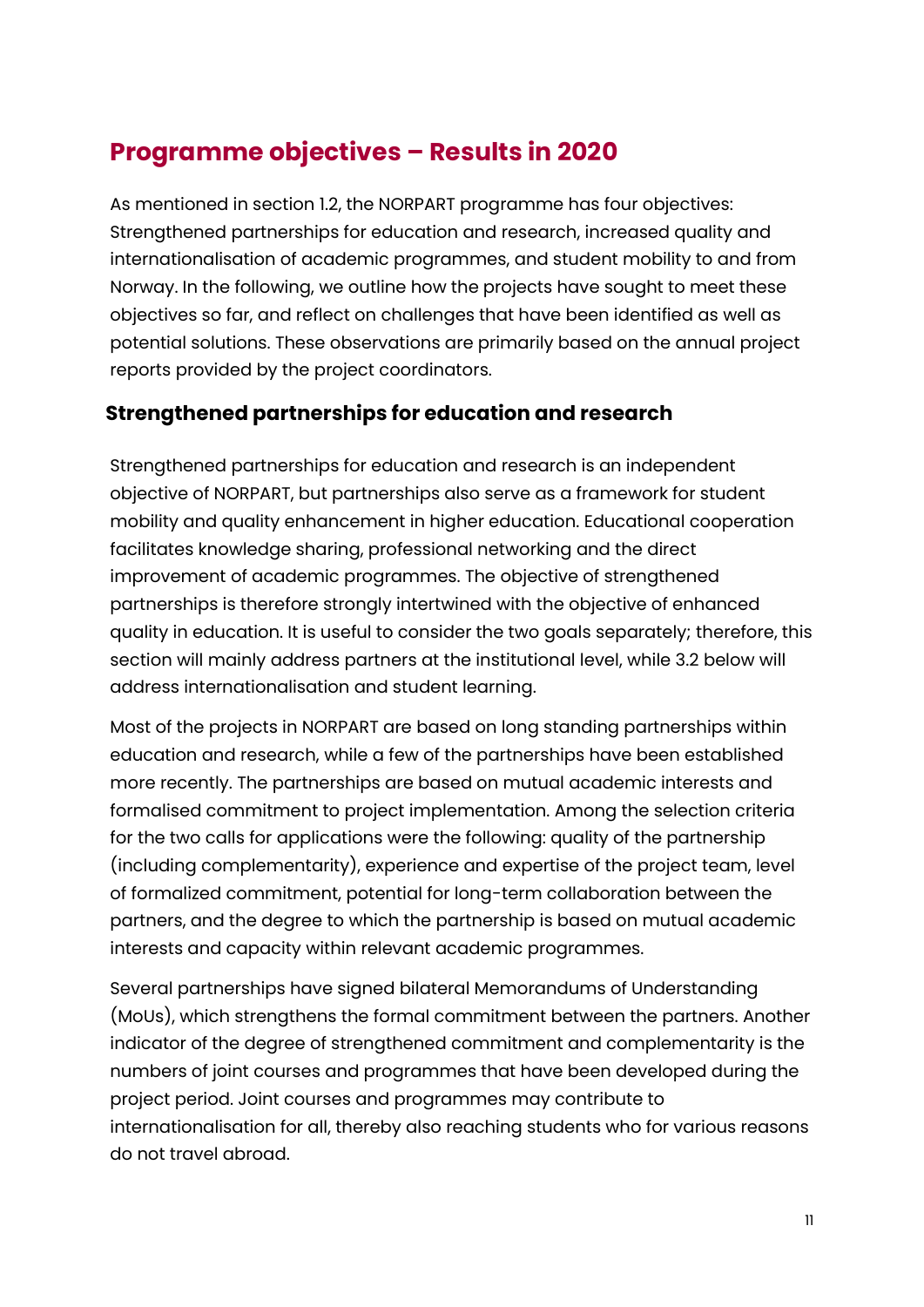# Programme objectives – Results in 2020

As mentioned in section 1.2, the NORPART programme has four objectives: Strengthened partnerships for education and research, increased quality and internationalisation of academic programmes, and student mobility to and from Norway. In the following, we outline how the projects have sought to meet these objectives so far, and reflect on challenges that have been identified as well as potential solutions. These observations are primarily based on the annual project reports provided by the project coordinators.

## Strengthened partnerships for education and research

Strengthened partnerships for education and research is an independent objective of NORPART, but partnerships also serve as a framework for student mobility and quality enhancement in higher education. Educational cooperation facilitates knowledge sharing, professional networking and the direct improvement of academic programmes. The objective of strengthened partnerships is therefore strongly intertwined with the objective of enhanced quality in education. It is useful to consider the two goals separately; therefore, this section will mainly address partners at the institutional level, while 3.2 below will address internationalisation and student learning.

Most of the projects in NORPART are based on long standing partnerships within education and research, while a few of the partnerships have been established more recently. The partnerships are based on mutual academic interests and formalised commitment to project implementation. Among the selection criteria for the two calls for applications were the following: quality of the partnership (including complementarity), experience and expertise of the project team, level of formalized commitment, potential for long-term collaboration between the partners, and the degree to which the partnership is based on mutual academic interests and capacity within relevant academic programmes.

Several partnerships have signed bilateral Memorandums of Understanding (MoUs), which strengthens the formal commitment between the partners. Another indicator of the degree of strengthened commitment and complementarity is the numbers of joint courses and programmes that have been developed during the project period. Joint courses and programmes may contribute to internationalisation for all, thereby also reaching students who for various reasons do not travel abroad.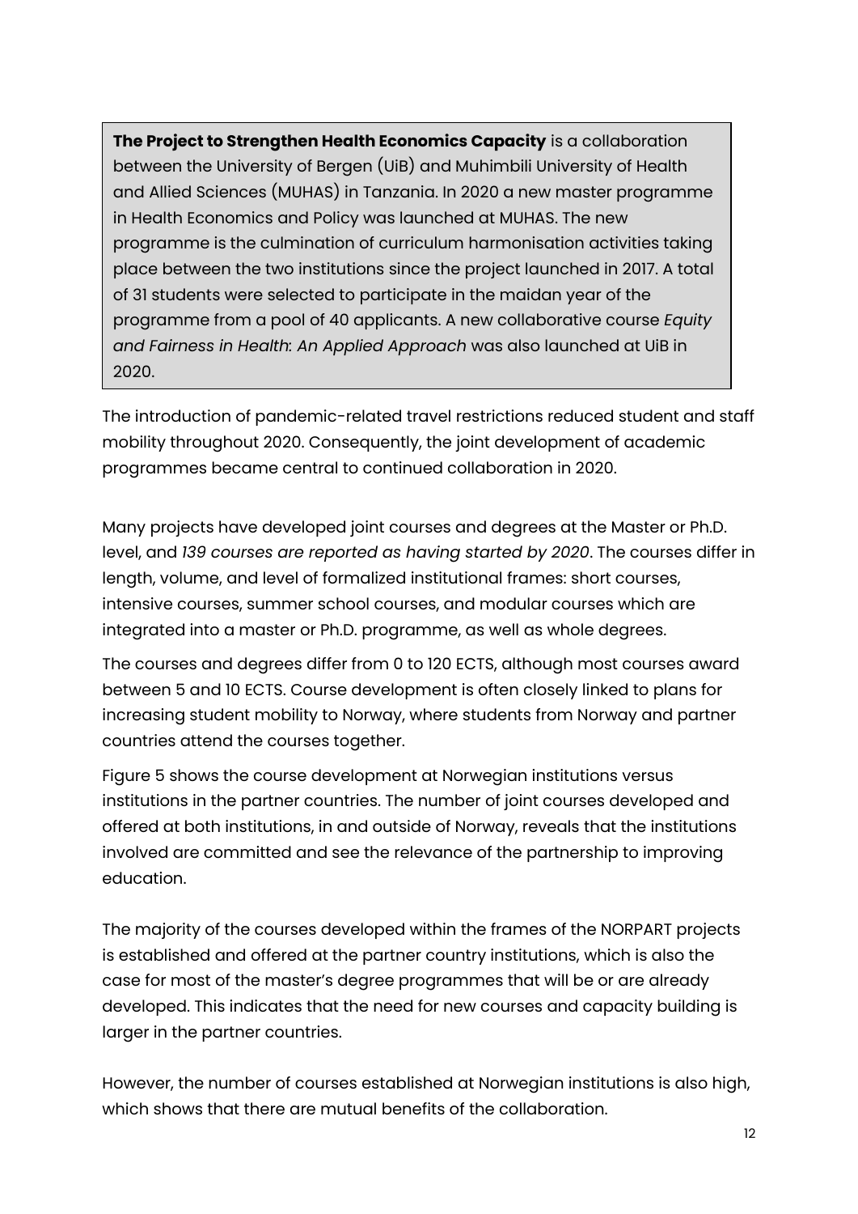**The Project to Strengthen Health Economics Capacity** is a collaboration between the University of Bergen (UiB) and Muhimbili University of Health and Allied Sciences (MUHAS) in Tanzania. In 2020 a new master programme in Health Economics and Policy was launched at MUHAS. The new programme is the culmination of curriculum harmonisation activities taking place between the two institutions since the project launched in 2017. A total of 31 students were selected to participate in the maidan year of the programme from a pool of 40 applicants. A new collaborative course *Equity and Fairness in Health: An Applied Approach* was also launched at UiB in 2020.

The introduction of pandemic-related travel restrictions reduced student and staff mobility throughout 2020. Consequently, the joint development of academic programmes became central to continued collaboration in 2020.

Many projects have developed joint courses and degrees at the Master or Ph.D. level, and *139 courses are reported as having started by 2020*. The courses differ in length, volume, and level of formalized institutional frames: short courses, intensive courses, summer school courses, and modular courses which are integrated into a master or Ph.D. programme, as well as whole degrees.

The courses and degrees differ from 0 to 120 ECTS, although most courses award between 5 and 10 ECTS. Course development is often closely linked to plans for increasing student mobility to Norway, where students from Norway and partner countries attend the courses together.

Figure 5 shows the course development at Norwegian institutions versus institutions in the partner countries. The number of joint courses developed and offered at both institutions, in and outside of Norway, reveals that the institutions involved are committed and see the relevance of the partnership to improving education.

The majority of the courses developed within the frames of the NORPART projects is established and offered at the partner country institutions, which is also the case for most of the master's degree programmes that will be or are already developed. This indicates that the need for new courses and capacity building is larger in the partner countries.

However, the number of courses established at Norwegian institutions is also high, which shows that there are mutual benefits of the collaboration.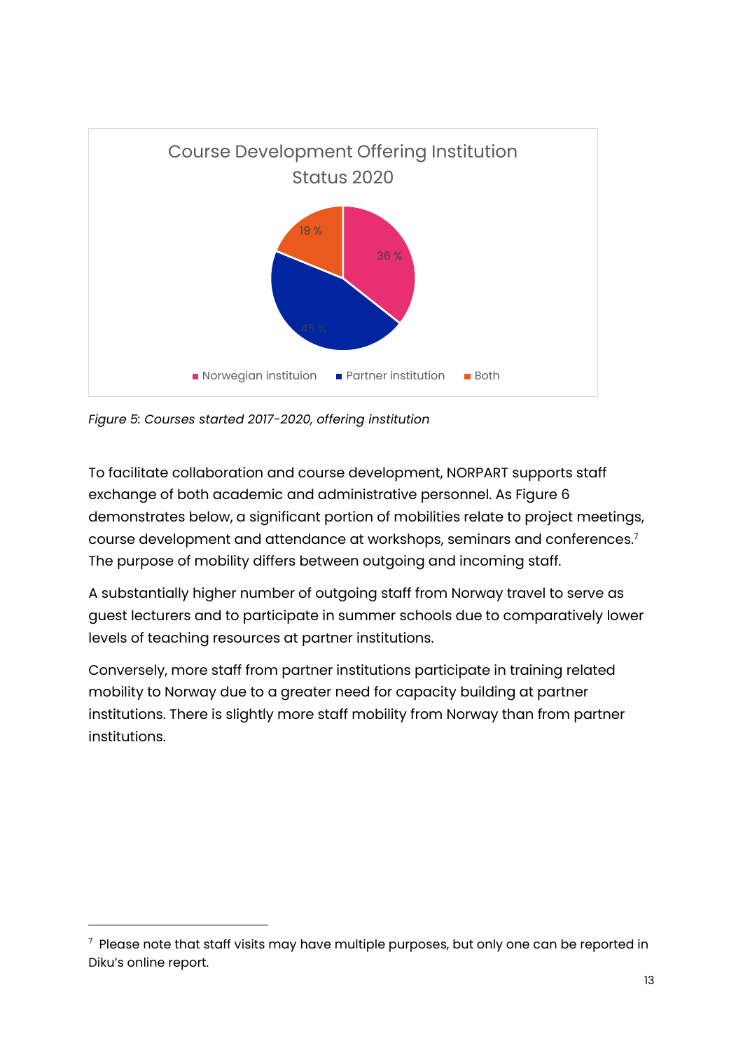Course Development Offering Institution Status 2020

- Norwegian instituion: 36 %
- Partner institution: 45 %
- Both: 19 %

*Figure 5: Courses started 2017-2020, offering institution*

To facilitate collaboration and course development, NORPART supports staff exchange of both academic and administrative personnel. As Figure 6 demonstrates below, a significant portion of mobilities relate to project meetings, course development and attendance at workshops, seminars and conferences.[7] The purpose of mobility differs between outgoing and incoming staff.

A substantially higher number of outgoing staff from Norway travel to serve as guest lecturers and to participate in summer schools due to comparatively lower levels of teaching resources at partner institutions.

Conversely, more staff from partner institutions participate in training related mobility to Norway due to a greater need for capacity building at partner institutions. There is slightly more staff mobility from Norway than from partner institutions.

[7] Please note that staff visits may have multiple purposes, but only one can be reported in Diku's online report.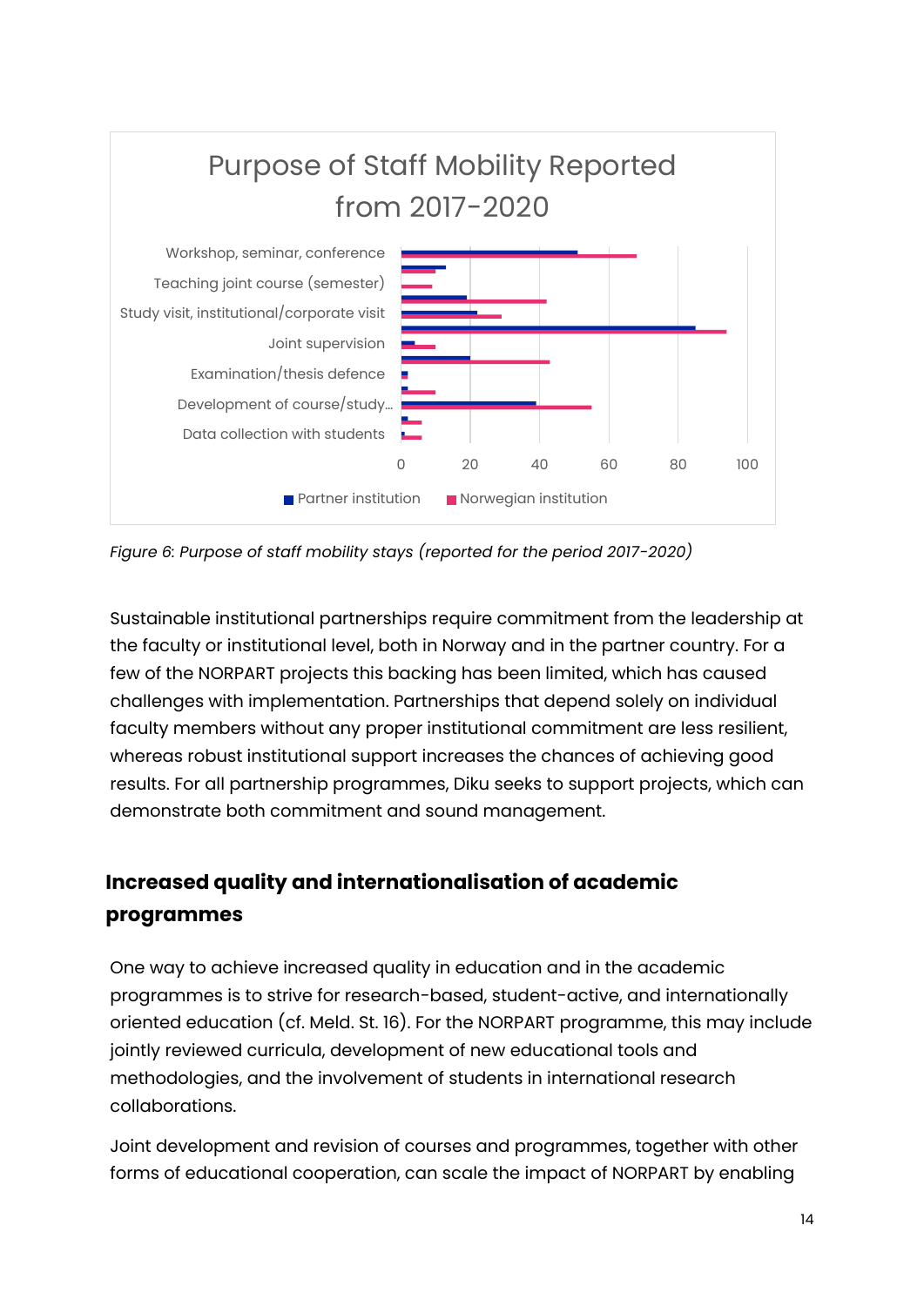Purpose of Staff Mobility Reported from 2017-2020

*Figure 6: Purpose of staff mobility stays (reported for the period 2017-2020)*

Sustainable institutional partnerships require commitment from the leadership at the faculty or institutional level, both in Norway and in the partner country. For a few of the NORPART projects this backing has been limited, which has caused challenges with implementation. Partnerships that depend solely on individual faculty members without any proper institutional commitment are less resilient, whereas robust institutional support increases the chances of achieving good results. For all partnership programmes, Diku seeks to support projects, which can demonstrate both commitment and sound management.

## Increased quality and internationalisation of academic programmes

One way to achieve increased quality in education and in the academic programmes is to strive for research-based, student-active, and internationally oriented education (cf. Meld. St. 16). For the NORPART programme, this may include jointly reviewed curricula, development of new educational tools and methodologies, and the involvement of students in international research collaborations.

Joint development and revision of courses and programmes, together with other forms of educational cooperation, can scale the impact of NORPART by enabling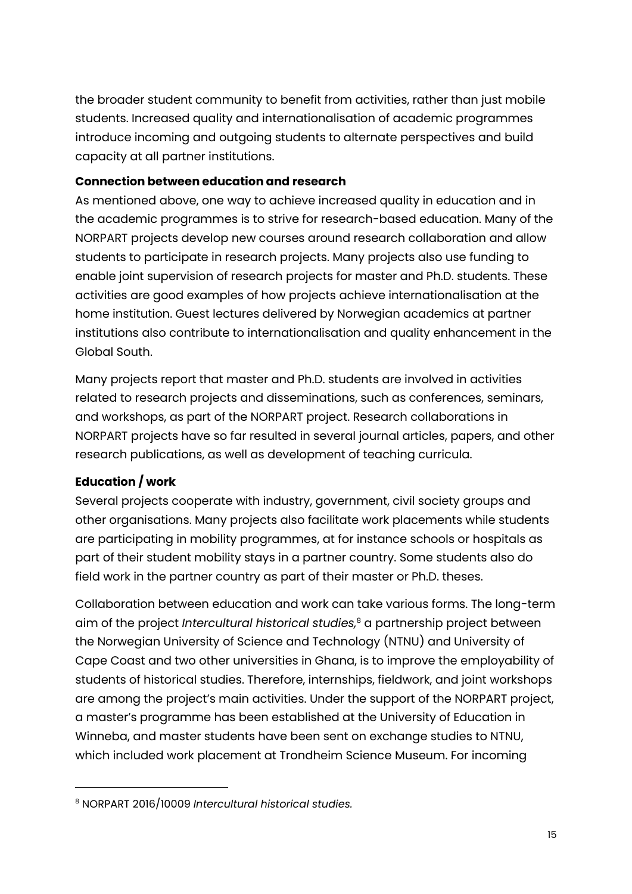the broader student community to benefit from activities, rather than just mobile students. Increased quality and internationalisation of academic programmes introduce incoming and outgoing students to alternate perspectives and build capacity at all partner institutions.

**Connection between education and research**

As mentioned above, one way to achieve increased quality in education and in the academic programmes is to strive for research-based education. Many of the NORPART projects develop new courses around research collaboration and allow students to participate in research projects. Many projects also use funding to enable joint supervision of research projects for master and Ph.D. students. These activities are good examples of how projects achieve internationalisation at the home institution. Guest lectures delivered by Norwegian academics at partner institutions also contribute to internationalisation and quality enhancement in the Global South.

Many projects report that master and Ph.D. students are involved in activities related to research projects and disseminations, such as conferences, seminars, and workshops, as part of the NORPART project. Research collaborations in NORPART projects have so far resulted in several journal articles, papers, and other research publications, as well as development of teaching curricula.

**Education / work**

Several projects cooperate with industry, government, civil society groups and other organisations. Many projects also facilitate work placements while students are participating in mobility programmes, at for instance schools or hospitals as part of their student mobility stays in a partner country. Some students also do field work in the partner country as part of their master or Ph.D. theses.

Collaboration between education and work can take various forms. The long-term aim of the project *Intercultural historical studies,*[8] a partnership project between the Norwegian University of Science and Technology (NTNU) and University of Cape Coast and two other universities in Ghana, is to improve the employability of students of historical studies. Therefore, internships, fieldwork, and joint workshops are among the project's main activities. Under the support of the NORPART project, a master's programme has been established at the University of Education in Winneba, and master students have been sent on exchange studies to NTNU, which included work placement at Trondheim Science Museum. For incoming

[8] NORPART 2016/10009 *Intercultural historical studies.*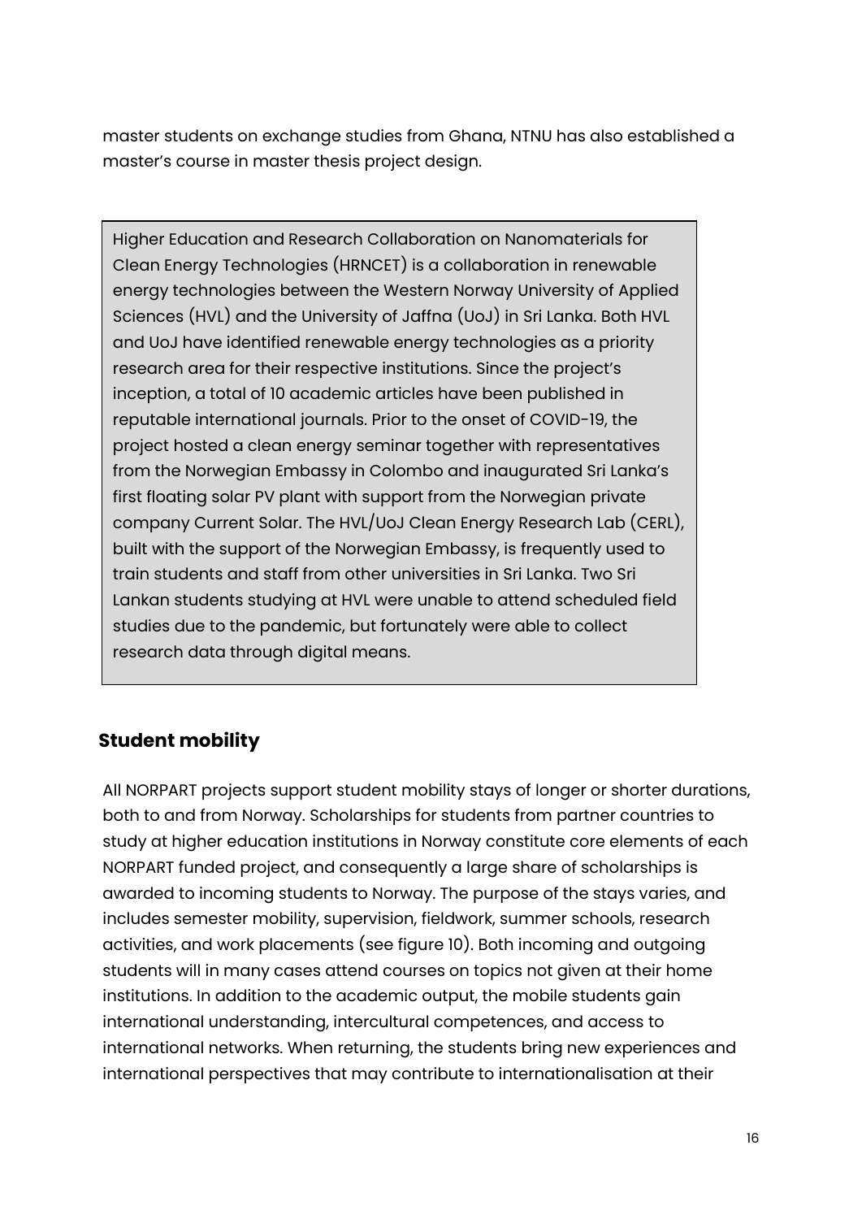master students on exchange studies from Ghana, NTNU has also established a master's course in master thesis project design.

> Higher Education and Research Collaboration on Nanomaterials for Clean Energy Technologies (HRNCET) is a collaboration in renewable energy technologies between the Western Norway University of Applied Sciences (HVL) and the University of Jaffna (UoJ) in Sri Lanka. Both HVL and UoJ have identified renewable energy technologies as a priority research area for their respective institutions. Since the project's inception, a total of 10 academic articles have been published in reputable international journals. Prior to the onset of COVID-19, the project hosted a clean energy seminar together with representatives from the Norwegian Embassy in Colombo and inaugurated Sri Lanka's first floating solar PV plant with support from the Norwegian private company Current Solar. The HVL/UoJ Clean Energy Research Lab (CERL), built with the support of the Norwegian Embassy, is frequently used to train students and staff from other universities in Sri Lanka. Two Sri Lankan students studying at HVL were unable to attend scheduled field studies due to the pandemic, but fortunately were able to collect research data through digital means.

## Student mobility

All NORPART projects support student mobility stays of longer or shorter durations, both to and from Norway. Scholarships for students from partner countries to study at higher education institutions in Norway constitute core elements of each NORPART funded project, and consequently a large share of scholarships is awarded to incoming students to Norway. The purpose of the stays varies, and includes semester mobility, supervision, fieldwork, summer schools, research activities, and work placements (see figure 10). Both incoming and outgoing students will in many cases attend courses on topics not given at their home institutions. In addition to the academic output, the mobile students gain international understanding, intercultural competences, and access to international networks. When returning, the students bring new experiences and international perspectives that may contribute to internationalisation at their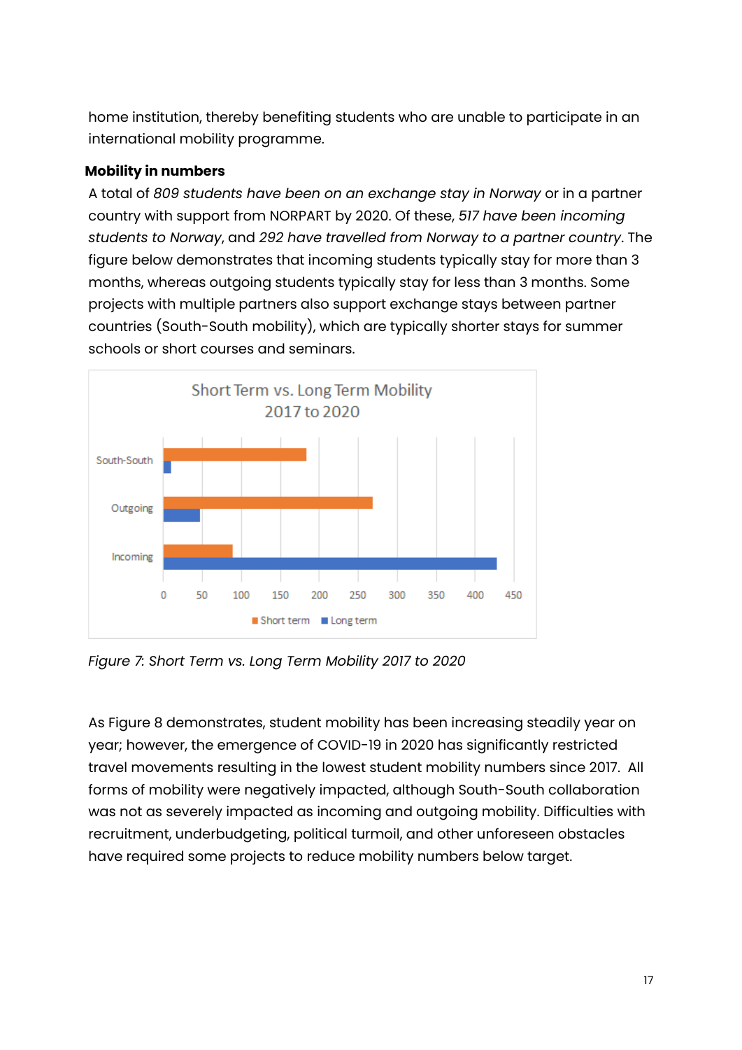home institution, thereby benefiting students who are unable to participate in an international mobility programme.

**Mobility in numbers**

A total of *809 students have been on an exchange stay in Norway* or in a partner country with support from NORPART by 2020. Of these, *517 have been incoming students to Norway*, and *292 have travelled from Norway to a partner country*. The figure below demonstrates that incoming students typically stay for more than 3 months, whereas outgoing students typically stay for less than 3 months. Some projects with multiple partners also support exchange stays between partner countries (South-South mobility), which are typically shorter stays for summer schools or short courses and seminars.

*Figure 7: Short Term vs. Long Term Mobility 2017 to 2020*

As Figure 8 demonstrates, student mobility has been increasing steadily year on year; however, the emergence of COVID-19 in 2020 has significantly restricted travel movements resulting in the lowest student mobility numbers since 2017. All forms of mobility were negatively impacted, although South-South collaboration was not as severely impacted as incoming and outgoing mobility. Difficulties with recruitment, underbudgeting, political turmoil, and other unforeseen obstacles have required some projects to reduce mobility numbers below target.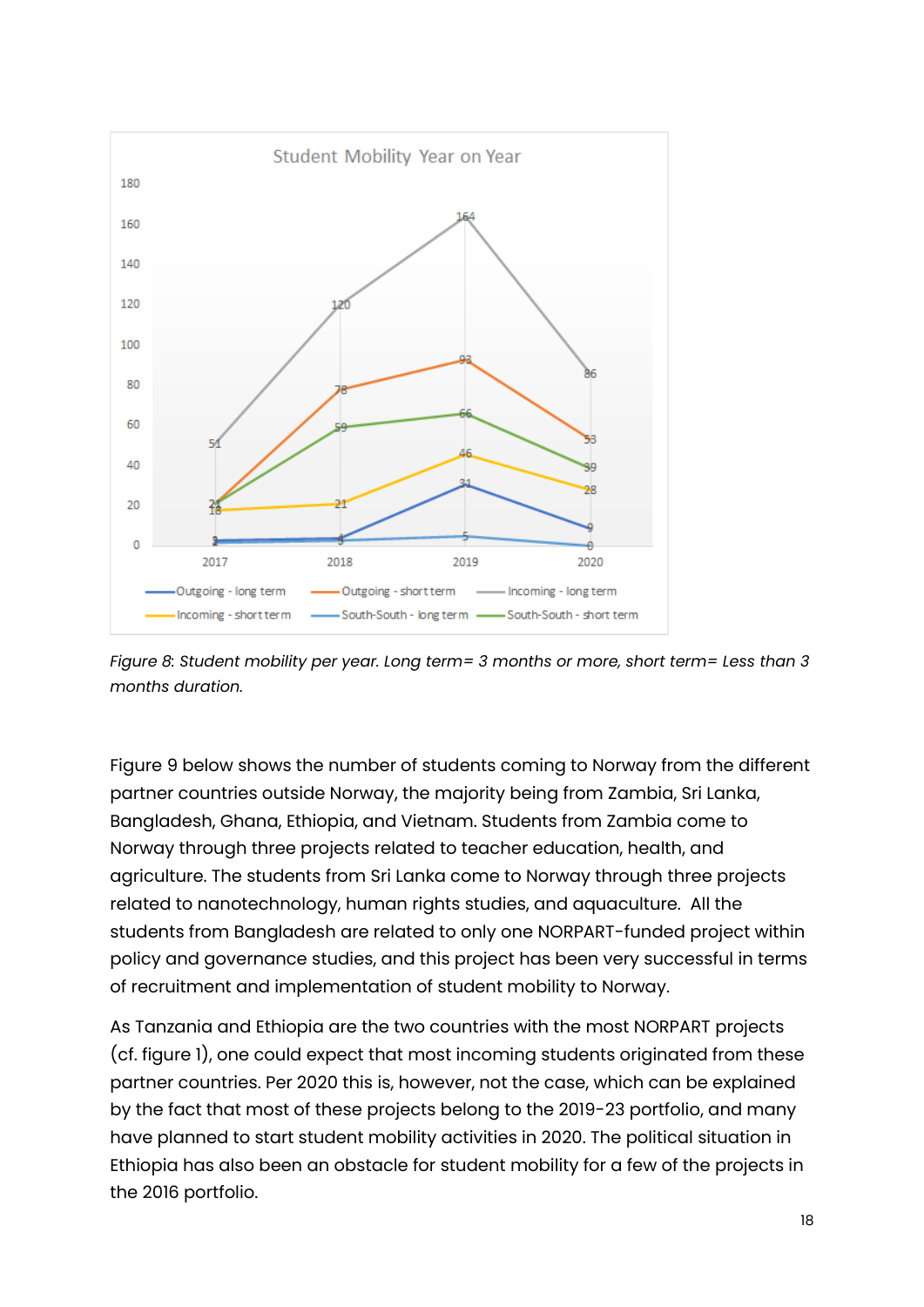*Figure 8: Student mobility per year. Long term= 3 months or more, short term= Less than 3 months duration.*

Figure 9 below shows the number of students coming to Norway from the different partner countries outside Norway, the majority being from Zambia, Sri Lanka, Bangladesh, Ghana, Ethiopia, and Vietnam. Students from Zambia come to Norway through three projects related to teacher education, health, and agriculture. The students from Sri Lanka come to Norway through three projects related to nanotechnology, human rights studies, and aquaculture. All the students from Bangladesh are related to only one NORPART-funded project within policy and governance studies, and this project has been very successful in terms of recruitment and implementation of student mobility to Norway.

As Tanzania and Ethiopia are the two countries with the most NORPART projects (cf. figure 1), one could expect that most incoming students originated from these partner countries. Per 2020 this is, however, not the case, which can be explained by the fact that most of these projects belong to the 2019-23 portfolio, and many have planned to start student mobility activities in 2020. The political situation in Ethiopia has also been an obstacle for student mobility for a few of the projects in the 2016 portfolio.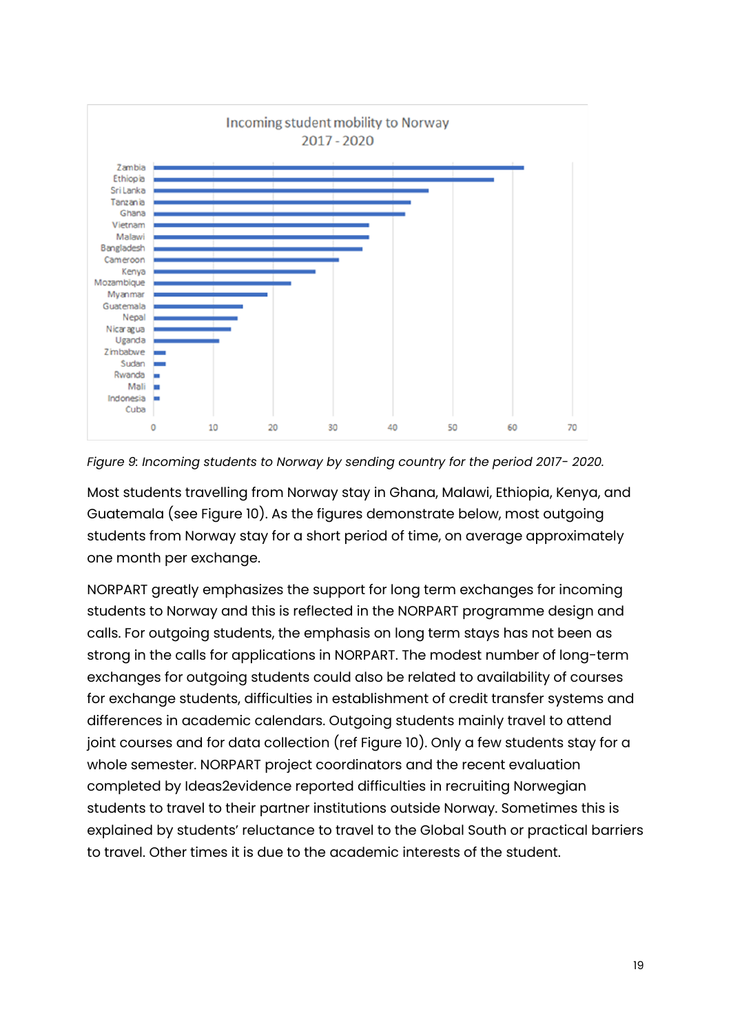Figure 9: *Incoming students to Norway by sending country for the period 2017- 2020.*

Most students travelling from Norway stay in Ghana, Malawi, Ethiopia, Kenya, and Guatemala (see Figure 10). As the figures demonstrate below, most outgoing students from Norway stay for a short period of time, on average approximately one month per exchange.

NORPART greatly emphasizes the support for long term exchanges for incoming students to Norway and this is reflected in the NORPART programme design and calls. For outgoing students, the emphasis on long term stays has not been as strong in the calls for applications in NORPART. The modest number of long-term exchanges for outgoing students could also be related to availability of courses for exchange students, difficulties in establishment of credit transfer systems and differences in academic calendars. Outgoing students mainly travel to attend joint courses and for data collection (ref Figure 10). Only a few students stay for a whole semester. NORPART project coordinators and the recent evaluation completed by Ideas2evidence reported difficulties in recruiting Norwegian students to travel to their partner institutions outside Norway. Sometimes this is explained by students' reluctance to travel to the Global South or practical barriers to travel. Other times it is due to the academic interests of the student.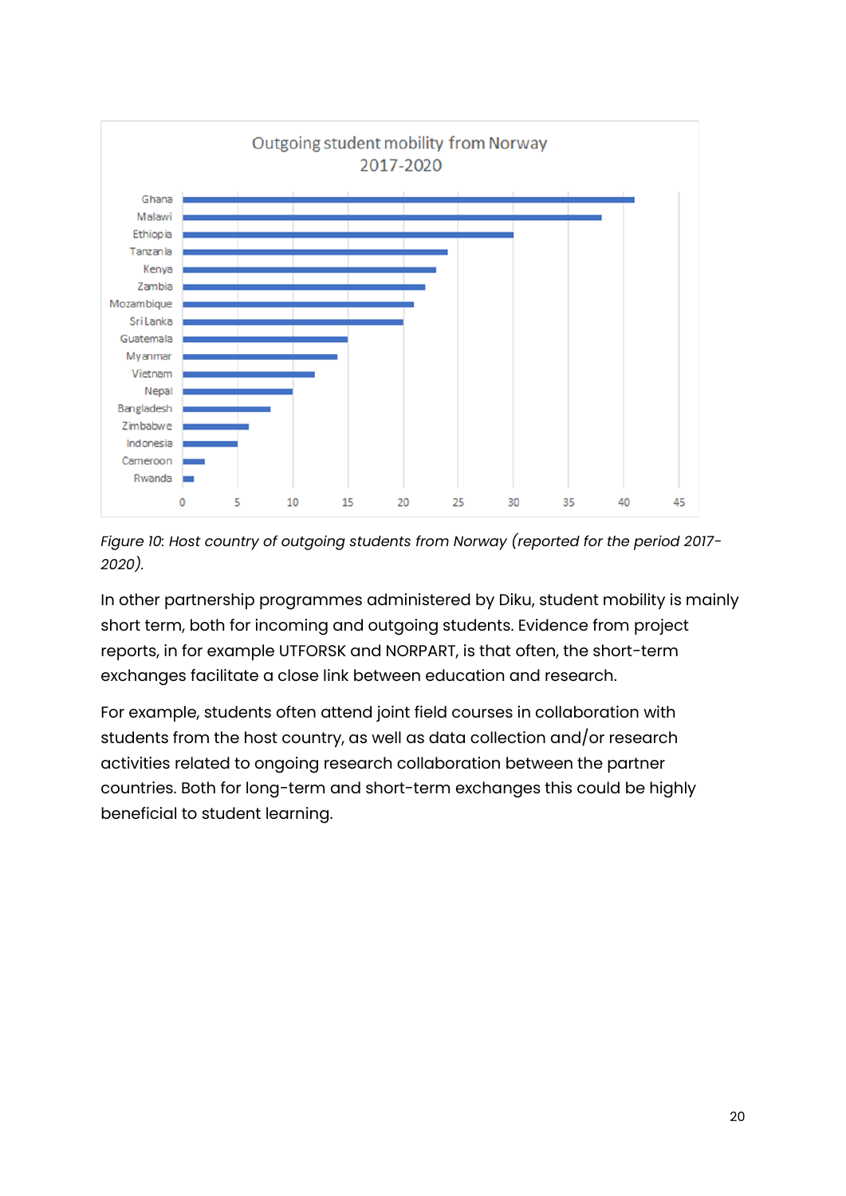Outgoing student mobility from Norway 2017-2020

*Figure 10: Host country of outgoing students from Norway (reported for the period 2017-2020).*

In other partnership programmes administered by Diku, student mobility is mainly short term, both for incoming and outgoing students. Evidence from project reports, in for example UTFORSK and NORPART, is that often, the short-term exchanges facilitate a close link between education and research.

For example, students often attend joint field courses in collaboration with students from the host country, as well as data collection and/or research activities related to ongoing research collaboration between the partner countries. Both for long-term and short-term exchanges this could be highly beneficial to student learning.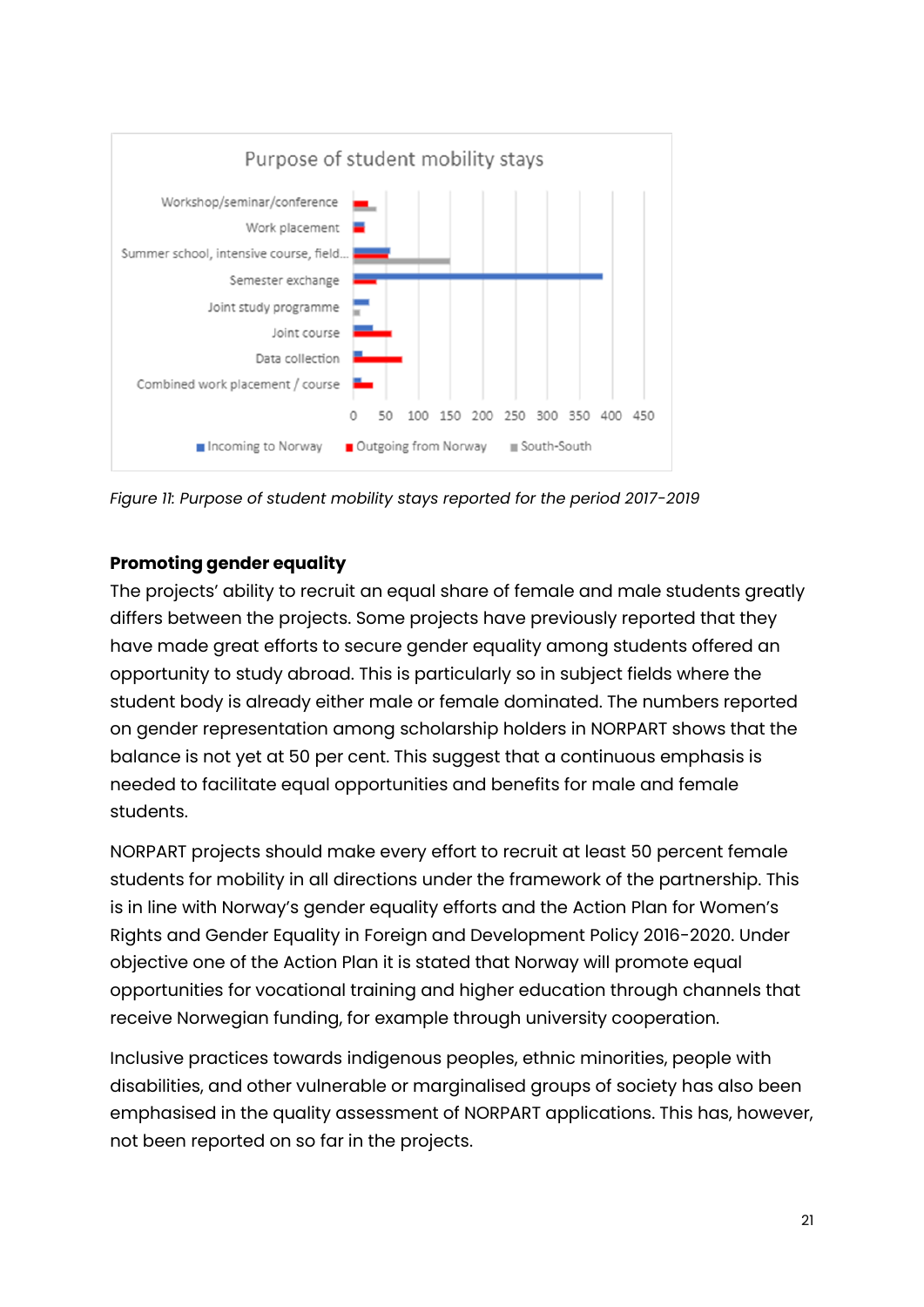Purpose of student mobility stays

| | Incoming to Norway | Outgoing from Norway | South-South |
|---|---|---|---|
| Workshop/seminar/conference | | | |
| Work placement | | | |
| Summer school, intensive course, field... | | | |
| Semester exchange | | | |
| Joint study programme | | | |
| Joint course | | | |
| Data collection | | | |
| Combined work placement / course | | | |

*Figure 11: Purpose of student mobility stays reported for the period 2017-2019*

**Promoting gender equality**

The projects' ability to recruit an equal share of female and male students greatly differs between the projects. Some projects have previously reported that they have made great efforts to secure gender equality among students offered an opportunity to study abroad. This is particularly so in subject fields where the student body is already either male or female dominated. The numbers reported on gender representation among scholarship holders in NORPART shows that the balance is not yet at 50 per cent. This suggest that a continuous emphasis is needed to facilitate equal opportunities and benefits for male and female students.

NORPART projects should make every effort to recruit at least 50 percent female students for mobility in all directions under the framework of the partnership. This is in line with Norway's gender equality efforts and the Action Plan for Women's Rights and Gender Equality in Foreign and Development Policy 2016-2020. Under objective one of the Action Plan it is stated that Norway will promote equal opportunities for vocational training and higher education through channels that receive Norwegian funding, for example through university cooperation.

Inclusive practices towards indigenous peoples, ethnic minorities, people with disabilities, and other vulnerable or marginalised groups of society has also been emphasised in the quality assessment of NORPART applications. This has, however, not been reported on so far in the projects.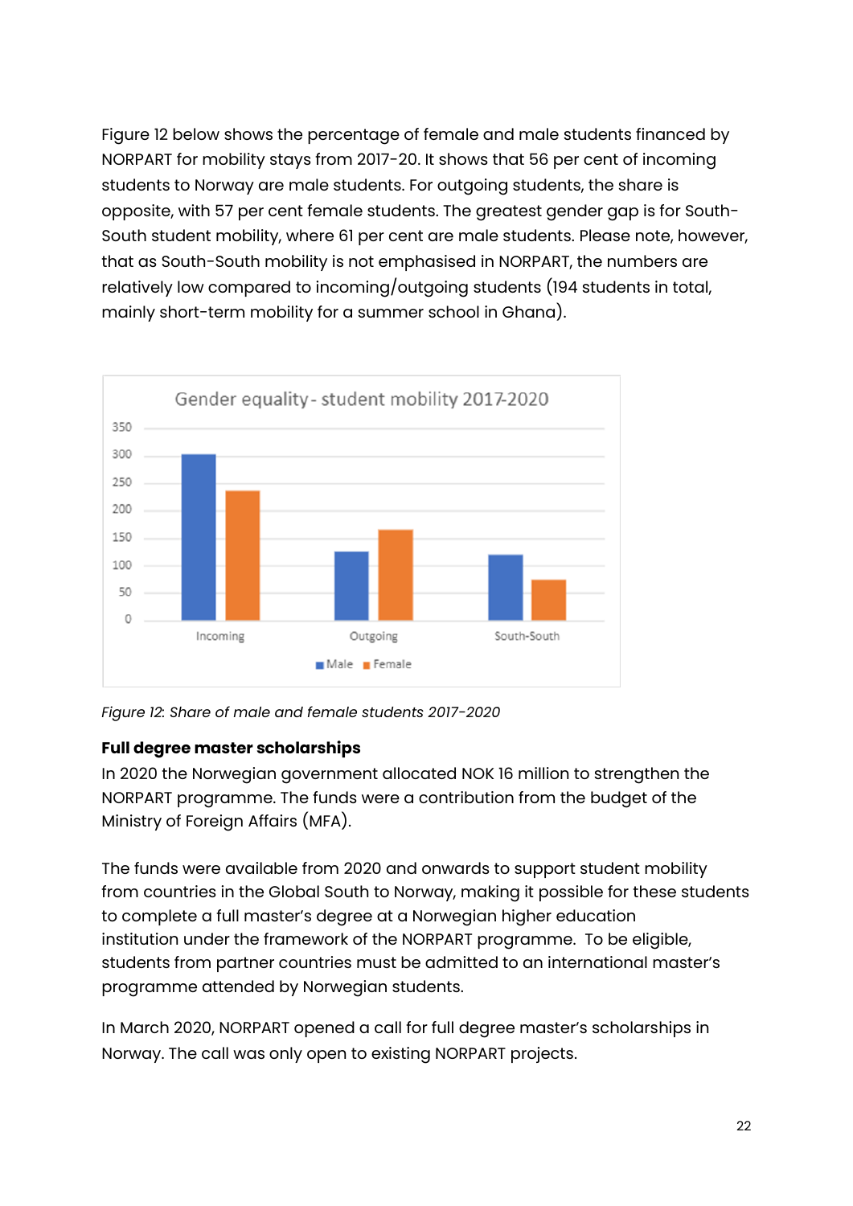Figure 12 below shows the percentage of female and male students financed by NORPART for mobility stays from 2017-20. It shows that 56 per cent of incoming students to Norway are male students. For outgoing students, the share is opposite, with 57 per cent female students. The greatest gender gap is for South-South student mobility, where 61 per cent are male students. Please note, however, that as South-South mobility is not emphasised in NORPART, the numbers are relatively low compared to incoming/outgoing students (194 students in total, mainly short-term mobility for a summer school in Ghana).

*Figure 12: Share of male and female students 2017-2020*

**Full degree master scholarships**

In 2020 the Norwegian government allocated NOK 16 million to strengthen the NORPART programme. The funds were a contribution from the budget of the Ministry of Foreign Affairs (MFA).

The funds were available from 2020 and onwards to support student mobility from countries in the Global South to Norway, making it possible for these students to complete a full master's degree at a Norwegian higher education institution under the framework of the NORPART programme. To be eligible, students from partner countries must be admitted to an international master's programme attended by Norwegian students.

In March 2020, NORPART opened a call for full degree master's scholarships in Norway. The call was only open to existing NORPART projects.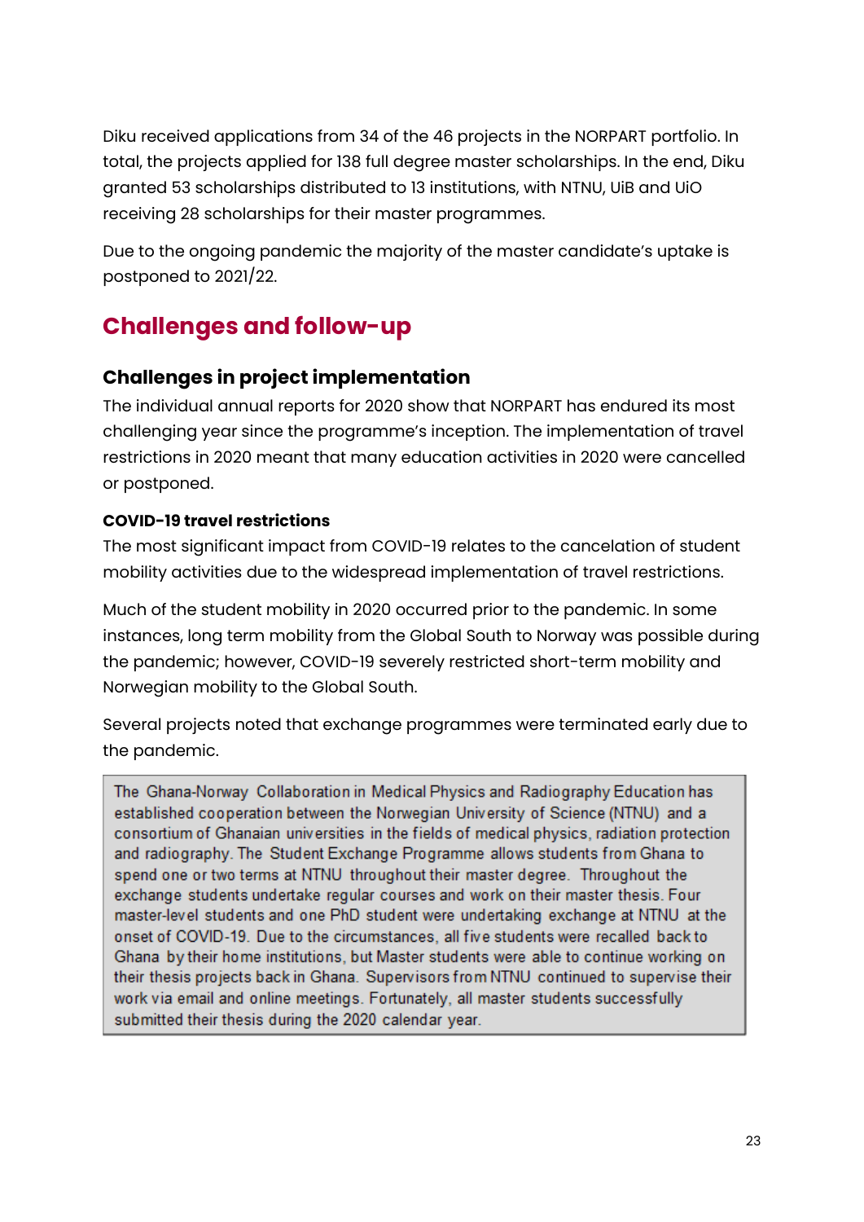Diku received applications from 34 of the 46 projects in the NORPART portfolio. In total, the projects applied for 138 full degree master scholarships. In the end, Diku granted 53 scholarships distributed to 13 institutions, with NTNU, UiB and UiO receiving 28 scholarships for their master programmes.

Due to the ongoing pandemic the majority of the master candidate's uptake is postponed to 2021/22.

## Challenges and follow-up

### Challenges in project implementation

The individual annual reports for 2020 show that NORPART has endured its most challenging year since the programme's inception. The implementation of travel restrictions in 2020 meant that many education activities in 2020 were cancelled or postponed.

#### COVID-19 travel restrictions

The most significant impact from COVID-19 relates to the cancelation of student mobility activities due to the widespread implementation of travel restrictions.

Much of the student mobility in 2020 occurred prior to the pandemic. In some instances, long term mobility from the Global South to Norway was possible during the pandemic; however, COVID-19 severely restricted short-term mobility and Norwegian mobility to the Global South.

Several projects noted that exchange programmes were terminated early due to the pandemic.

> The Ghana-Norway Collaboration in Medical Physics and Radiography Education has established cooperation between the Norwegian University of Science (NTNU) and a consortium of Ghanaian universities in the fields of medical physics, radiation protection and radiography. The Student Exchange Programme allows students from Ghana to spend one or two terms at NTNU throughout their master degree. Throughout the exchange students undertake regular courses and work on their master thesis. Four master-level students and one PhD student were undertaking exchange at NTNU at the onset of COVID-19. Due to the circumstances, all five students were recalled back to Ghana by their home institutions, but Master students were able to continue working on their thesis projects back in Ghana. Supervisors from NTNU continued to supervise their work via email and online meetings. Fortunately, all master students successfully submitted their thesis during the 2020 calendar year.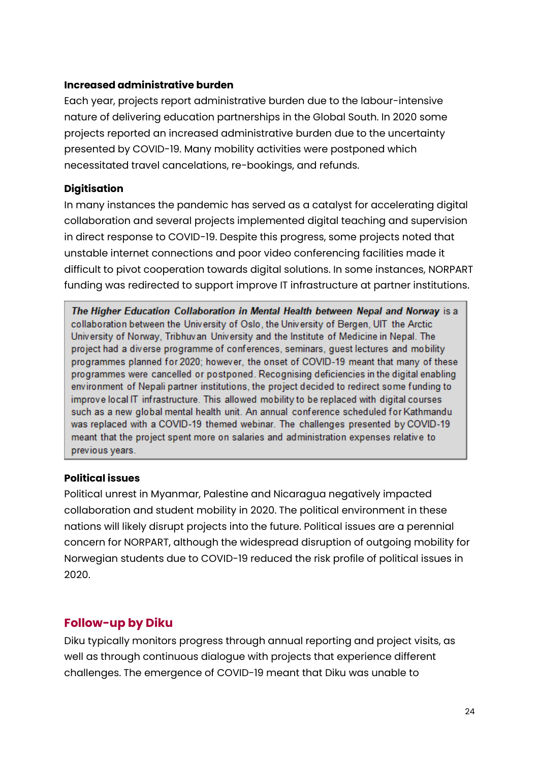**Increased administrative burden**

Each year, projects report administrative burden due to the labour-intensive nature of delivering education partnerships in the Global South. In 2020 some projects reported an increased administrative burden due to the uncertainty presented by COVID-19. Many mobility activities were postponed which necessitated travel cancelations, re-bookings, and refunds.

**Digitisation**

In many instances the pandemic has served as a catalyst for accelerating digital collaboration and several projects implemented digital teaching and supervision in direct response to COVID-19. Despite this progress, some projects noted that unstable internet connections and poor video conferencing facilities made it difficult to pivot cooperation towards digital solutions. In some instances, NORPART funding was redirected to support improve IT infrastructure at partner institutions.

> ***The Higher Education Collaboration in Mental Health between Nepal and Norway*** is a collaboration between the University of Oslo, the University of Bergen, UIT the Arctic University of Norway, Tribhuvan University and the Institute of Medicine in Nepal. The project had a diverse programme of conferences, seminars, guest lectures and mobility programmes planned for 2020; however, the onset of COVID-19 meant that many of these programmes were cancelled or postponed. Recognising deficiencies in the digital enabling environment of Nepali partner institutions, the project decided to redirect some funding to improve local IT infrastructure. This allowed mobility to be replaced with digital courses such as a new global mental health unit. An annual conference scheduled for Kathmandu was replaced with a COVID-19 themed webinar. The challenges presented by COVID-19 meant that the project spent more on salaries and administration expenses relative to previous years.

**Political issues**

Political unrest in Myanmar, Palestine and Nicaragua negatively impacted collaboration and student mobility in 2020. The political environment in these nations will likely disrupt projects into the future. Political issues are a perennial concern for NORPART, although the widespread disruption of outgoing mobility for Norwegian students due to COVID-19 reduced the risk profile of political issues in 2020.

## Follow-up by Diku

Diku typically monitors progress through annual reporting and project visits, as well as through continuous dialogue with projects that experience different challenges. The emergence of COVID-19 meant that Diku was unable to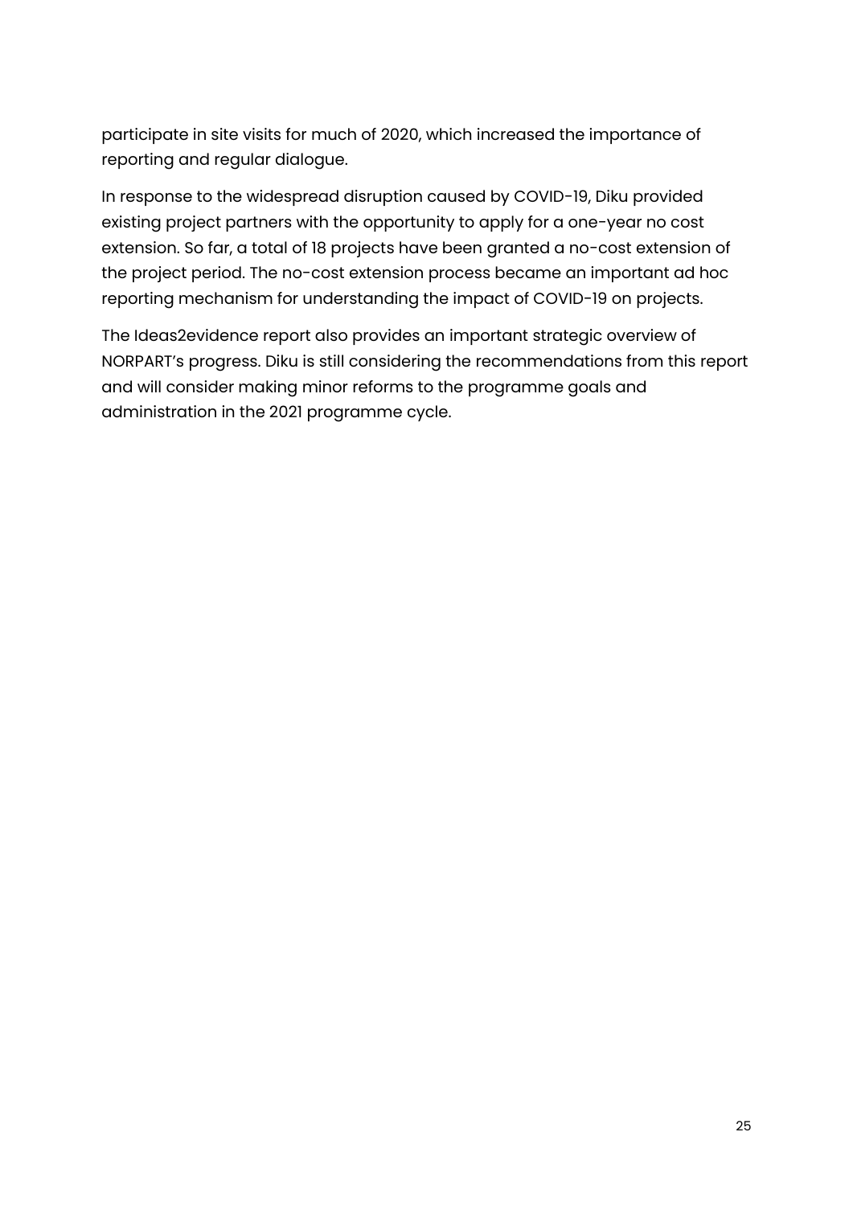participate in site visits for much of 2020, which increased the importance of reporting and regular dialogue.

In response to the widespread disruption caused by COVID-19, Diku provided existing project partners with the opportunity to apply for a one-year no cost extension. So far, a total of 18 projects have been granted a no-cost extension of the project period. The no-cost extension process became an important ad hoc reporting mechanism for understanding the impact of COVID-19 on projects.

The Ideas2evidence report also provides an important strategic overview of NORPART's progress. Diku is still considering the recommendations from this report and will consider making minor reforms to the programme goals and administration in the 2021 programme cycle.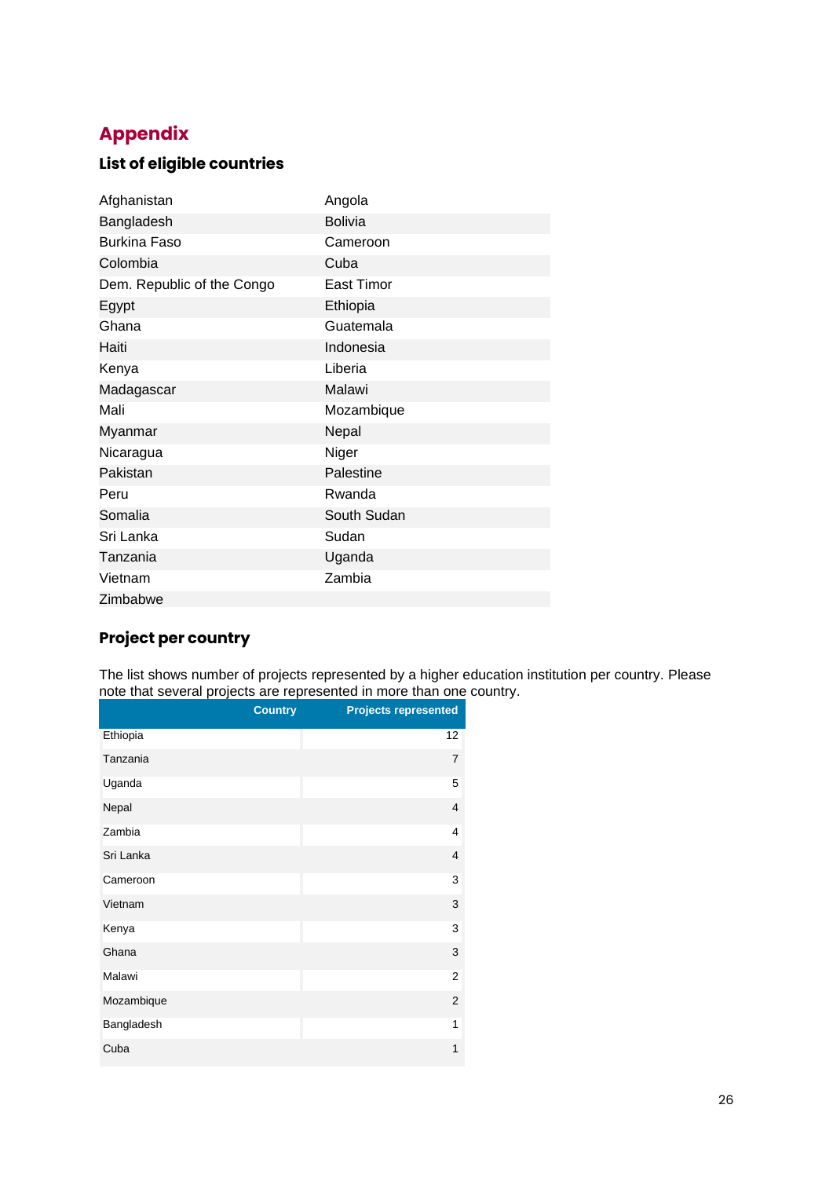# Appendix

## List of eligible countries

| | |
|---|---|
| Afghanistan | Angola |
| Bangladesh | Bolivia |
| Burkina Faso | Cameroon |
| Colombia | Cuba |
| Dem. Republic of the Congo | East Timor |
| Egypt | Ethiopia |
| Ghana | Guatemala |
| Haiti | Indonesia |
| Kenya | Liberia |
| Madagascar | Malawi |
| Mali | Mozambique |
| Myanmar | Nepal |
| Nicaragua | Niger |
| Pakistan | Palestine |
| Peru | Rwanda |
| Somalia | South Sudan |
| Sri Lanka | Sudan |
| Tanzania | Uganda |
| Vietnam | Zambia |
| Zimbabwe | |

## Project per country

The list shows number of projects represented by a higher education institution per country. Please note that several projects are represented in more than one country.

| Country | Projects represented |
|---|---|
| Ethiopia | 12 |
| Tanzania | 7 |
| Uganda | 5 |
| Nepal | 4 |
| Zambia | 4 |
| Sri Lanka | 4 |
| Cameroon | 3 |
| Vietnam | 3 |
| Kenya | 3 |
| Ghana | 3 |
| Malawi | 2 |
| Mozambique | 2 |
| Bangladesh | 1 |
| Cuba | 1 |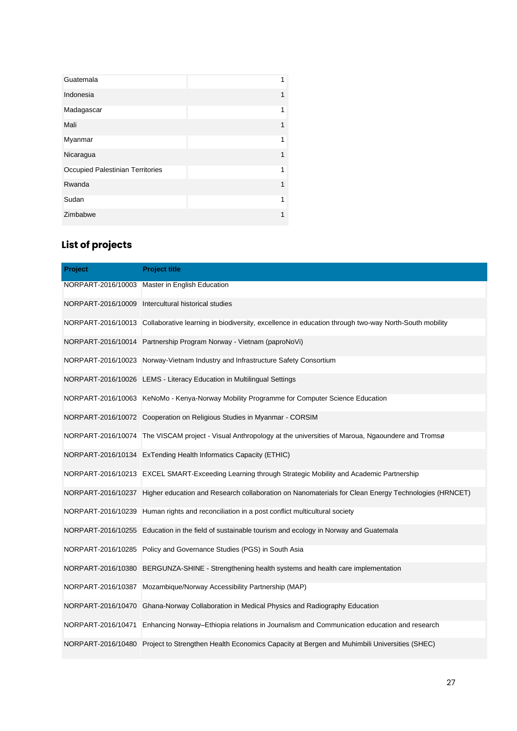| | |
|---|---|
| Guatemala | 1 |
| Indonesia | 1 |
| Madagascar | 1 |
| Mali | 1 |
| Myanmar | 1 |
| Nicaragua | 1 |
| Occupied Palestinian Territories | 1 |
| Rwanda | 1 |
| Sudan | 1 |
| Zimbabwe | 1 |

## List of projects

| Project | Project title |
|---|---|
| NORPART-2016/10003 | Master in English Education |
| NORPART-2016/10009 | Intercultural historical studies |
| NORPART-2016/10013 | Collaborative learning in biodiversity, excellence in education through two-way North-South mobility |
| NORPART-2016/10014 | Partnership Program Norway - Vietnam (paproNoVi) |
| NORPART-2016/10023 | Norway-Vietnam Industry and Infrastructure Safety Consortium |
| NORPART-2016/10026 | LEMS - Literacy Education in Multilingual Settings |
| NORPART-2016/10063 | KeNoMo - Kenya-Norway Mobility Programme for Computer Science Education |
| NORPART-2016/10072 | Cooperation on Religious Studies in Myanmar - CORSIM |
| NORPART-2016/10074 | The VISCAM project - Visual Anthropology at the universities of Maroua, Ngaoundere and Tromsø |
| NORPART-2016/10134 | ExTending Health Informatics Capacity (ETHIC) |
| NORPART-2016/10213 | EXCEL SMART-Exceeding Learning through Strategic Mobility and Academic Partnership |
| NORPART-2016/10237 | Higher education and Research collaboration on Nanomaterials for Clean Energy Technologies (HRNCET) |
| NORPART-2016/10239 | Human rights and reconciliation in a post conflict multicultural society |
| NORPART-2016/10255 | Education in the field of sustainable tourism and ecology in Norway and Guatemala |
| NORPART-2016/10285 | Policy and Governance Studies (PGS) in South Asia |
| NORPART-2016/10380 | BERGUNZA-SHINE - Strengthening health systems and health care implementation |
| NORPART-2016/10387 | Mozambique/Norway Accessibility Partnership (MAP) |
| NORPART-2016/10470 | Ghana-Norway Collaboration in Medical Physics and Radiography Education |
| NORPART-2016/10471 | Enhancing Norway–Ethiopia relations in Journalism and Communication education and research |
| NORPART-2016/10480 | Project to Strengthen Health Economics Capacity at Bergen and Muhimbili Universities (SHEC) |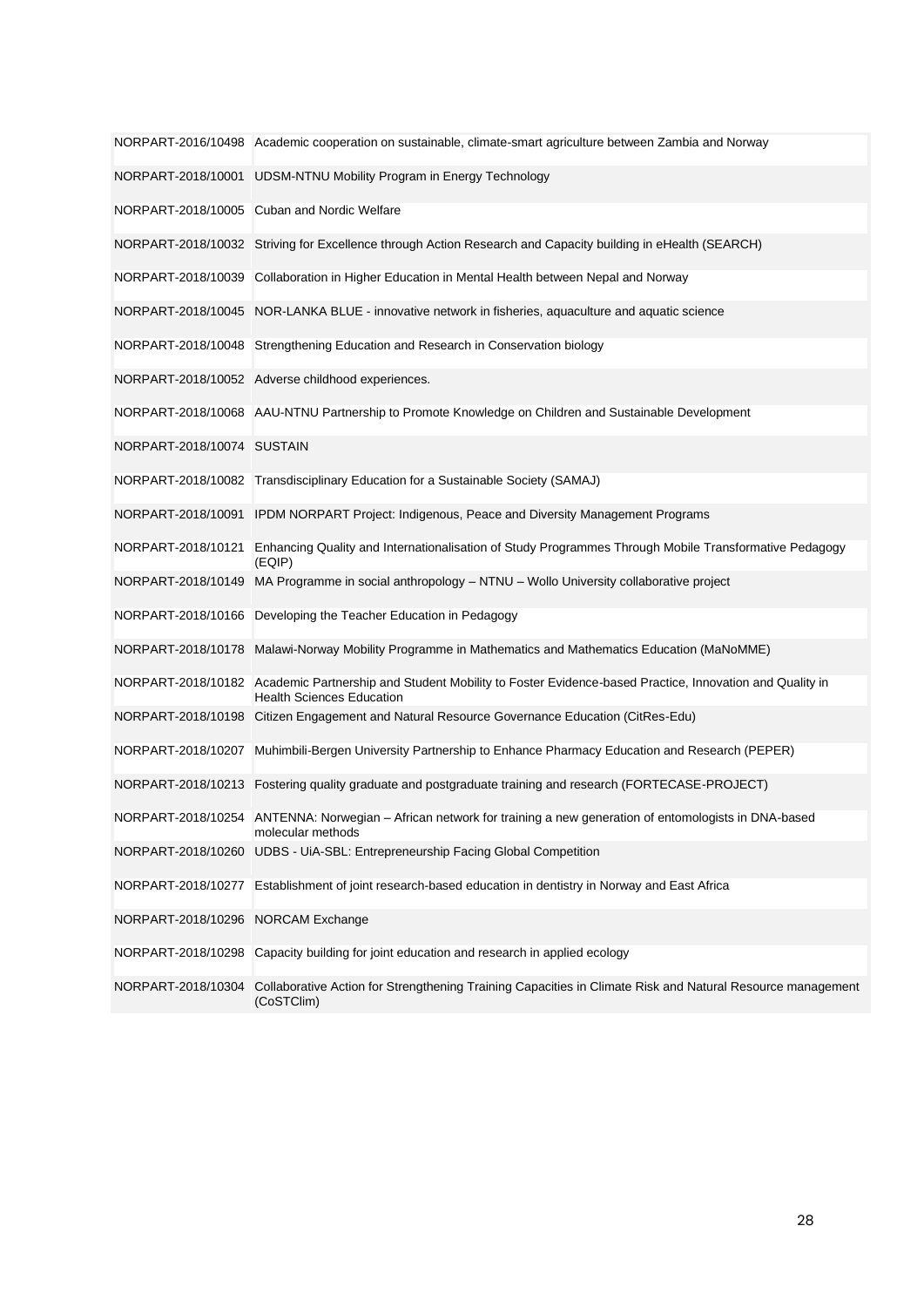| | |
|---|---|
| NORPART-2016/10498 | Academic cooperation on sustainable, climate-smart agriculture between Zambia and Norway |
| NORPART-2018/10001 | UDSM-NTNU Mobility Program in Energy Technology |
| NORPART-2018/10005 | Cuban and Nordic Welfare |
| NORPART-2018/10032 | Striving for Excellence through Action Research and Capacity building in eHealth (SEARCH) |
| NORPART-2018/10039 | Collaboration in Higher Education in Mental Health between Nepal and Norway |
| NORPART-2018/10045 | NOR-LANKA BLUE - innovative network in fisheries, aquaculture and aquatic science |
| NORPART-2018/10048 | Strengthening Education and Research in Conservation biology |
| NORPART-2018/10052 | Adverse childhood experiences. |
| NORPART-2018/10068 | AAU-NTNU Partnership to Promote Knowledge on Children and Sustainable Development |
| NORPART-2018/10074 | SUSTAIN |
| NORPART-2018/10082 | Transdisciplinary Education for a Sustainable Society (SAMAJ) |
| NORPART-2018/10091 | IPDM NORPART Project: Indigenous, Peace and Diversity Management Programs |
| NORPART-2018/10121 | Enhancing Quality and Internationalisation of Study Programmes Through Mobile Transformative Pedagogy (EQIP) |
| NORPART-2018/10149 | MA Programme in social anthropology – NTNU – Wollo University collaborative project |
| NORPART-2018/10166 | Developing the Teacher Education in Pedagogy |
| NORPART-2018/10178 | Malawi-Norway Mobility Programme in Mathematics and Mathematics Education (MaNoMME) |
| NORPART-2018/10182 | Academic Partnership and Student Mobility to Foster Evidence-based Practice, Innovation and Quality in Health Sciences Education |
| NORPART-2018/10198 | Citizen Engagement and Natural Resource Governance Education (CitRes-Edu) |
| NORPART-2018/10207 | Muhimbili-Bergen University Partnership to Enhance Pharmacy Education and Research (PEPER) |
| NORPART-2018/10213 | Fostering quality graduate and postgraduate training and research (FORTECASE-PROJECT) |
| NORPART-2018/10254 | ANTENNA: Norwegian – African network for training a new generation of entomologists in DNA-based molecular methods |
| NORPART-2018/10260 | UDBS - UiA-SBL: Entrepreneurship Facing Global Competition |
| NORPART-2018/10277 | Establishment of joint research-based education in dentistry in Norway and East Africa |
| NORPART-2018/10296 | NORCAM Exchange |
| NORPART-2018/10298 | Capacity building for joint education and research in applied ecology |
| NORPART-2018/10304 | Collaborative Action for Strengthening Training Capacities in Climate Risk and Natural Resource management (CoSTClim) |